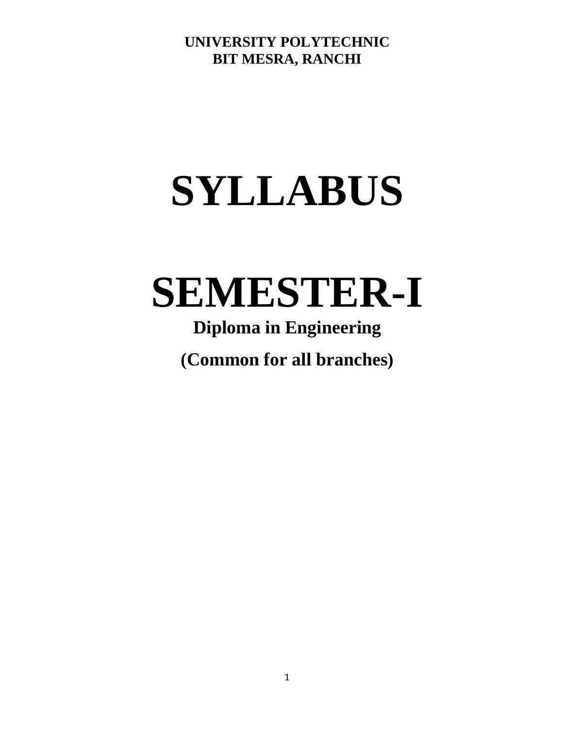**UNIVERSITY POLYTECHNIC**
**BIT MESRA, RANCHI**

# SYLLABUS

# SEMESTER-I

**Diploma in Engineering**

**(Common for all branches)**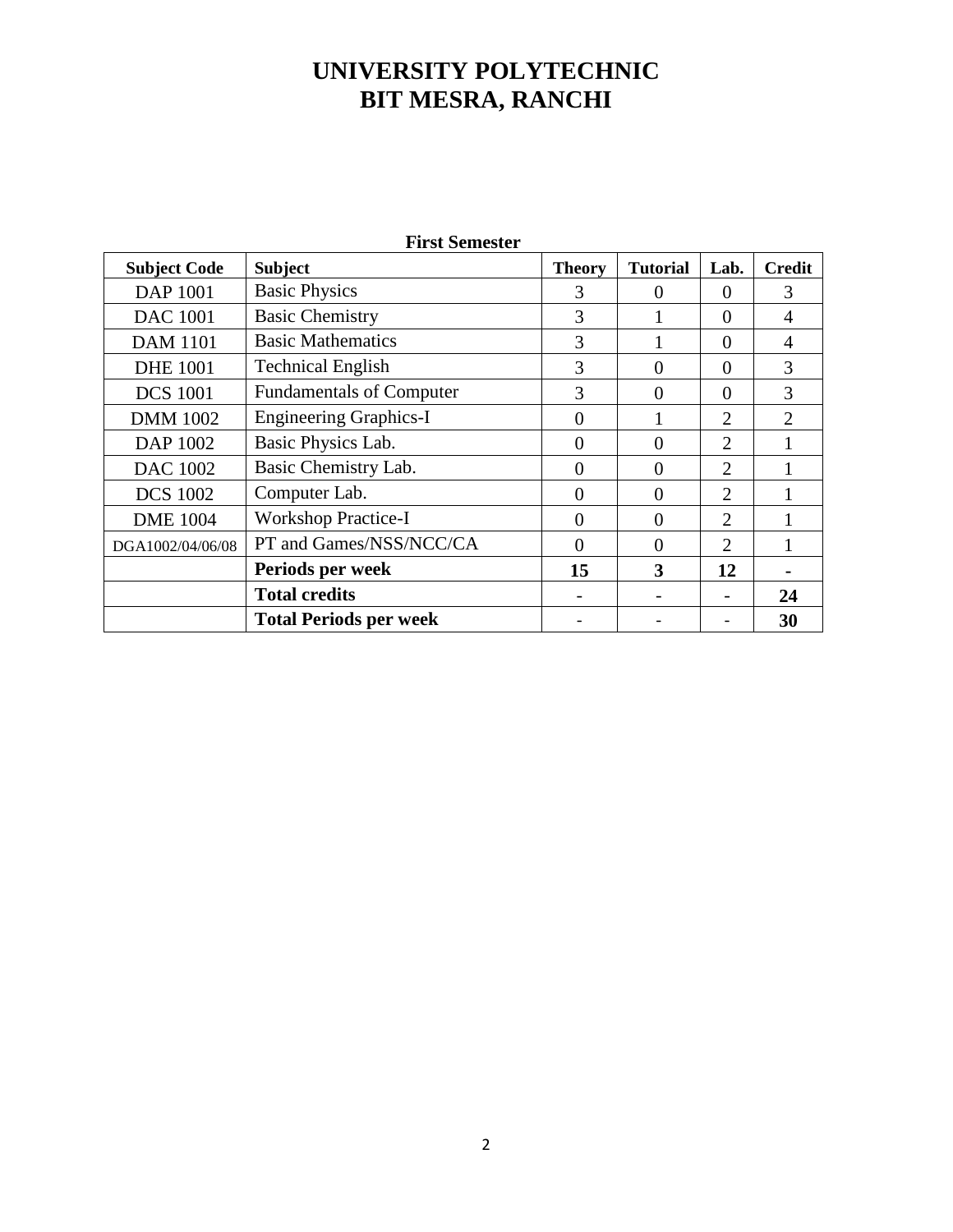# UNIVERSITY POLYTECHNIC
# BIT MESRA, RANCHI

**First Semester**

| **Subject Code** | **Subject** | **Theory** | **Tutorial** | **Lab.** | **Credit** |
|---|---|---|---|---|---|
| DAP 1001 | Basic Physics | 3 | 0 | 0 | 3 |
| DAC 1001 | Basic Chemistry | 3 | 1 | 0 | 4 |
| DAM 1101 | Basic Mathematics | 3 | 1 | 0 | 4 |
| DHE 1001 | Technical English | 3 | 0 | 0 | 3 |
| DCS 1001 | Fundamentals of Computer | 3 | 0 | 0 | 3 |
| DMM 1002 | Engineering Graphics-I | 0 | 1 | 2 | 2 |
| DAP 1002 | Basic Physics Lab. | 0 | 0 | 2 | 1 |
| DAC 1002 | Basic Chemistry Lab. | 0 | 0 | 2 | 1 |
| DCS 1002 | Computer Lab. | 0 | 0 | 2 | 1 |
| DME 1004 | Workshop Practice-I | 0 | 0 | 2 | 1 |
| DGA1002/04/06/08 | PT and Games/NSS/NCC/CA | 0 | 0 | 2 | 1 |
| | **Periods per week** | **15** | **3** | **12** | **-** |
| | **Total credits** | - | - | - | **24** |
| | **Total Periods per week** | - | - | - | **30** |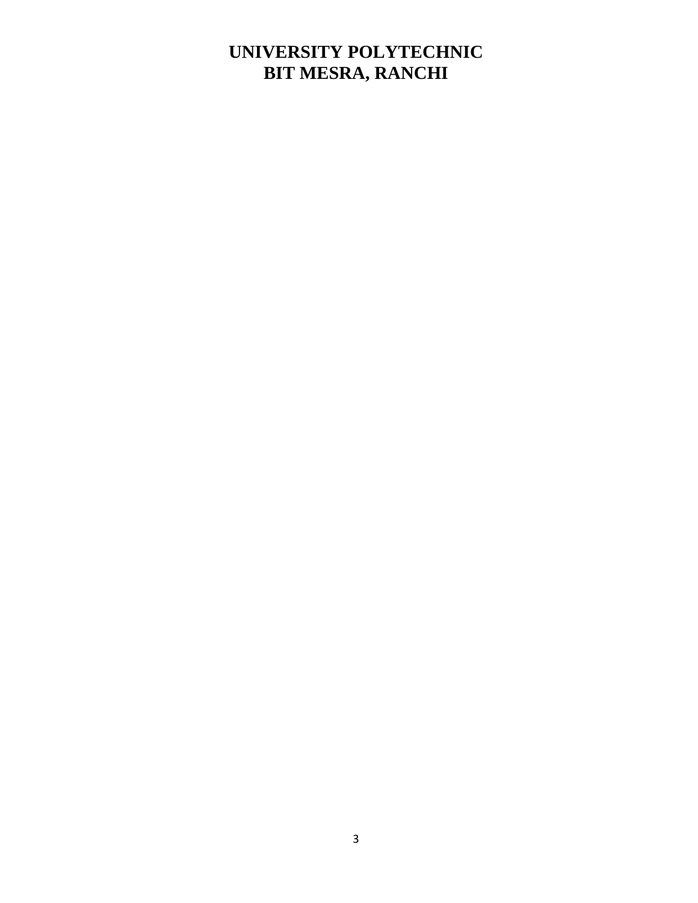# UNIVERSITY POLYTECHNIC
# BIT MESRA, RANCHI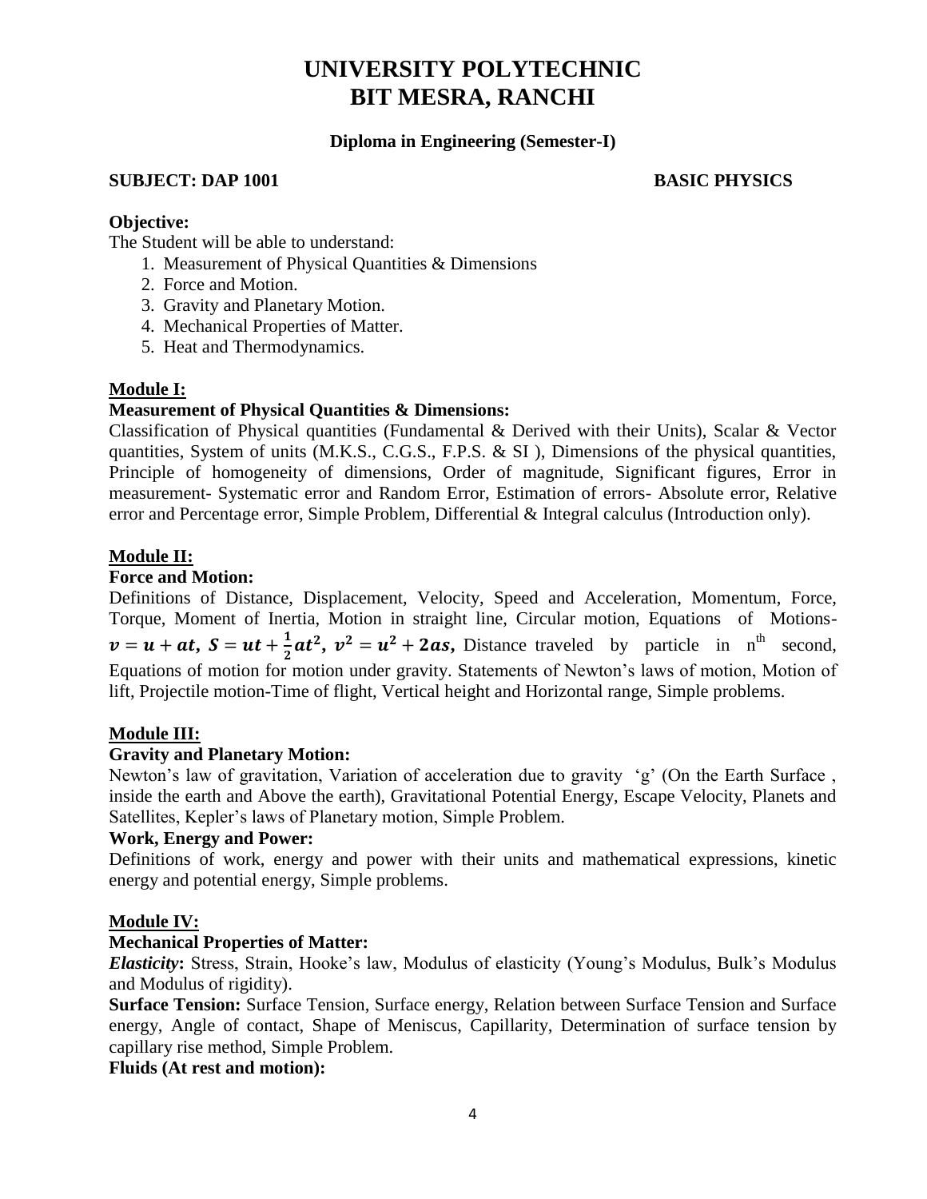# UNIVERSITY POLYTECHNIC
# BIT MESRA, RANCHI

**Diploma in Engineering (Semester-I)**

**SUBJECT: DAP 1001** **BASIC PHYSICS**

**Objective:**

The Student will be able to understand:

1. Measurement of Physical Quantities & Dimensions
2. Force and Motion.
3. Gravity and Planetary Motion.
4. Mechanical Properties of Matter.
5. Heat and Thermodynamics.

**Module I:**

**Measurement of Physical Quantities & Dimensions:**

Classification of Physical quantities (Fundamental & Derived with their Units), Scalar & Vector quantities, System of units (M.K.S., C.G.S., F.P.S. & SI ), Dimensions of the physical quantities, Principle of homogeneity of dimensions, Order of magnitude, Significant figures, Error in measurement- Systematic error and Random Error, Estimation of errors- Absolute error, Relative error and Percentage error, Simple Problem, Differential & Integral calculus (Introduction only).

**Module II:**

**Force and Motion:**

Definitions of Distance, Displacement, Velocity, Speed and Acceleration, Momentum, Force, Torque, Moment of Inertia, Motion in straight line, Circular motion, Equations of Motions- $\boldsymbol{v = u + at}$, $\boldsymbol{S = ut + \frac{1}{2}at^2}$, $\boldsymbol{v^2 = u^2 + 2as}$, Distance traveled by particle in $n^{th}$ second, Equations of motion for motion under gravity. Statements of Newton's laws of motion, Motion of lift, Projectile motion-Time of flight, Vertical height and Horizontal range, Simple problems.

**Module III:**

**Gravity and Planetary Motion:**

Newton's law of gravitation, Variation of acceleration due to gravity 'g' (On the Earth Surface , inside the earth and Above the earth), Gravitational Potential Energy, Escape Velocity, Planets and Satellites, Kepler's laws of Planetary motion, Simple Problem.

**Work, Energy and Power:**

Definitions of work, energy and power with their units and mathematical expressions, kinetic energy and potential energy, Simple problems.

**Module IV:**

**Mechanical Properties of Matter:**

***Elasticity*:** Stress, Strain, Hooke's law, Modulus of elasticity (Young's Modulus, Bulk's Modulus and Modulus of rigidity).

**Surface Tension:** Surface Tension, Surface energy, Relation between Surface Tension and Surface energy, Angle of contact, Shape of Meniscus, Capillarity, Determination of surface tension by capillary rise method, Simple Problem.

**Fluids (At rest and motion):**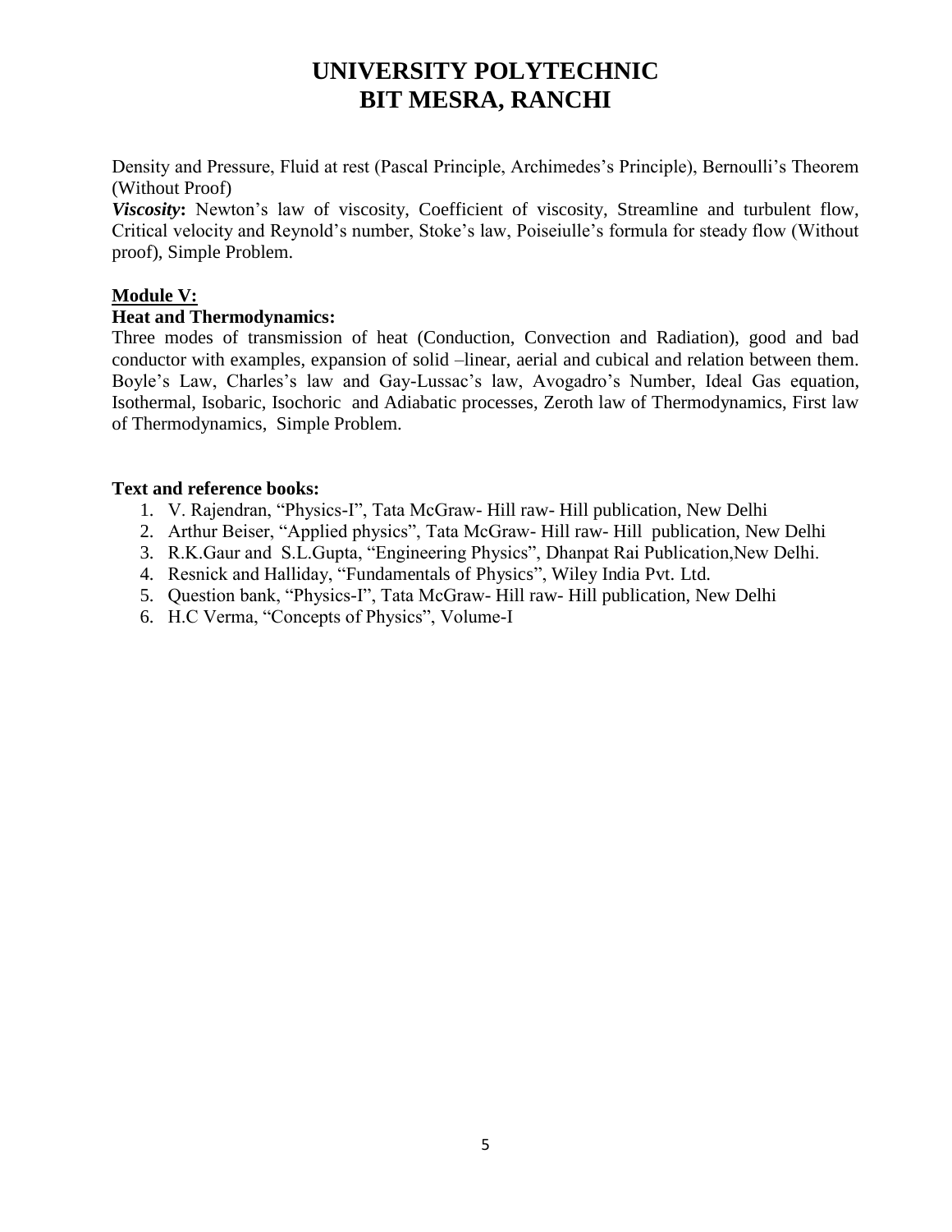# UNIVERSITY POLYTECHNIC
# BIT MESRA, RANCHI

Density and Pressure, Fluid at rest (Pascal Principle, Archimedes's Principle), Bernoulli's Theorem (Without Proof)

***Viscosity*:** Newton's law of viscosity, Coefficient of viscosity, Streamline and turbulent flow, Critical velocity and Reynold's number, Stoke's law, Poiseiulle's formula for steady flow (Without proof), Simple Problem.

**Module V:**

**Heat and Thermodynamics:**

Three modes of transmission of heat (Conduction, Convection and Radiation), good and bad conductor with examples, expansion of solid –linear, aerial and cubical and relation between them. Boyle's Law, Charles's law and Gay-Lussac's law, Avogadro's Number, Ideal Gas equation, Isothermal, Isobaric, Isochoric and Adiabatic processes, Zeroth law of Thermodynamics, First law of Thermodynamics, Simple Problem.

**Text and reference books:**

1. V. Rajendran, "Physics-I", Tata McGraw- Hill raw- Hill publication, New Delhi
2. Arthur Beiser, "Applied physics", Tata McGraw- Hill raw- Hill publication, New Delhi
3. R.K.Gaur and S.L.Gupta, "Engineering Physics", Dhanpat Rai Publication,New Delhi.
4. Resnick and Halliday, "Fundamentals of Physics", Wiley India Pvt. Ltd.
5. Question bank, "Physics-I", Tata McGraw- Hill raw- Hill publication, New Delhi
6. H.C Verma, "Concepts of Physics", Volume-I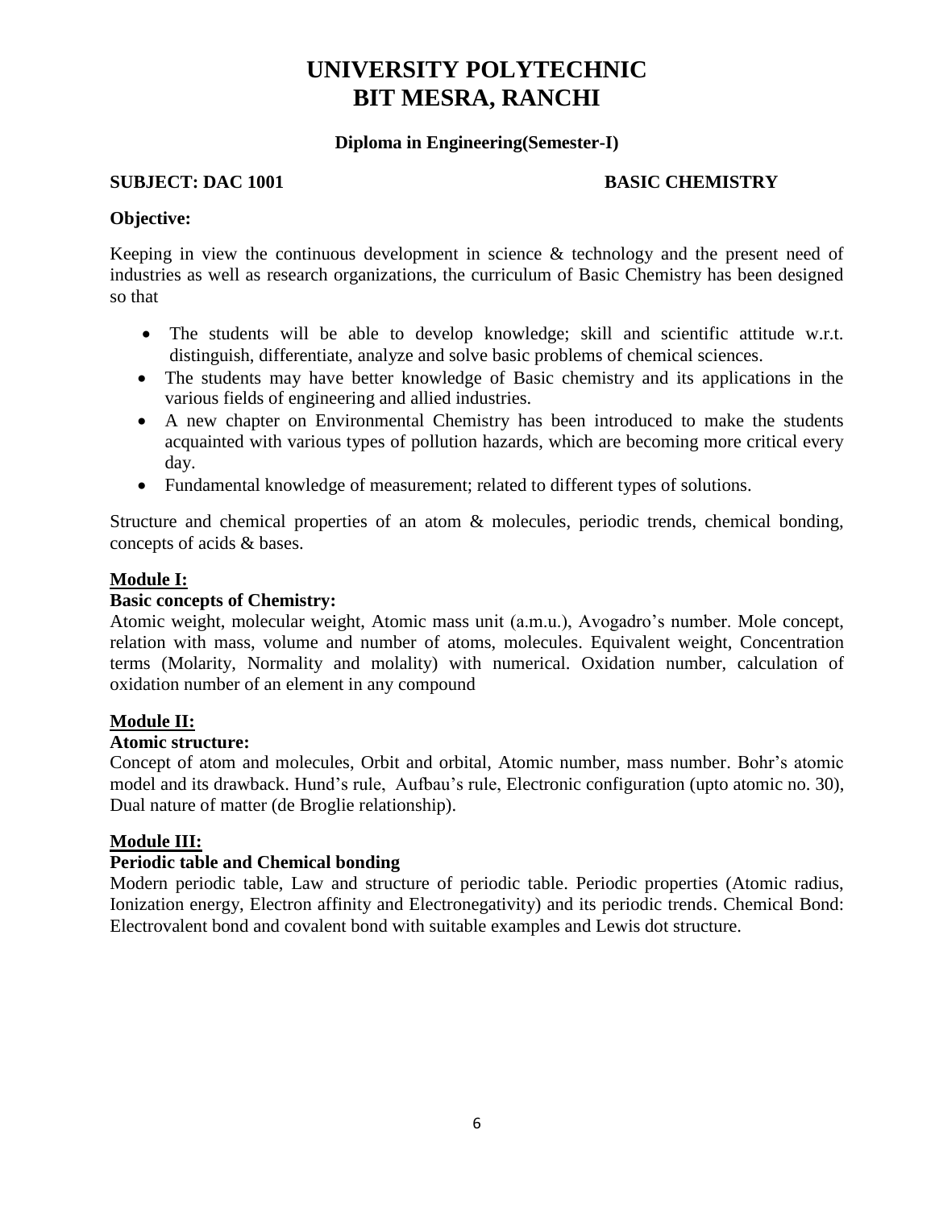# UNIVERSITY POLYTECHNIC
# BIT MESRA, RANCHI

**Diploma in Engineering(Semester-I)**

**SUBJECT: DAC 1001** **BASIC CHEMISTRY**

**Objective:**

Keeping in view the continuous development in science & technology and the present need of industries as well as research organizations, the curriculum of Basic Chemistry has been designed so that

- The students will be able to develop knowledge; skill and scientific attitude w.r.t. distinguish, differentiate, analyze and solve basic problems of chemical sciences.
- The students may have better knowledge of Basic chemistry and its applications in the various fields of engineering and allied industries.
- A new chapter on Environmental Chemistry has been introduced to make the students acquainted with various types of pollution hazards, which are becoming more critical every day.
- Fundamental knowledge of measurement; related to different types of solutions.

Structure and chemical properties of an atom & molecules, periodic trends, chemical bonding, concepts of acids & bases.

**Module I:**

**Basic concepts of Chemistry:**

Atomic weight, molecular weight, Atomic mass unit (a.m.u.), Avogadro's number. Mole concept, relation with mass, volume and number of atoms, molecules. Equivalent weight, Concentration terms (Molarity, Normality and molality) with numerical. Oxidation number, calculation of oxidation number of an element in any compound

**Module II:**

**Atomic structure:**

Concept of atom and molecules, Orbit and orbital, Atomic number, mass number. Bohr's atomic model and its drawback. Hund's rule, Aufbau's rule, Electronic configuration (upto atomic no. 30), Dual nature of matter (de Broglie relationship).

**Module III:**

**Periodic table and Chemical bonding**

Modern periodic table, Law and structure of periodic table. Periodic properties (Atomic radius, Ionization energy, Electron affinity and Electronegativity) and its periodic trends. Chemical Bond: Electrovalent bond and covalent bond with suitable examples and Lewis dot structure.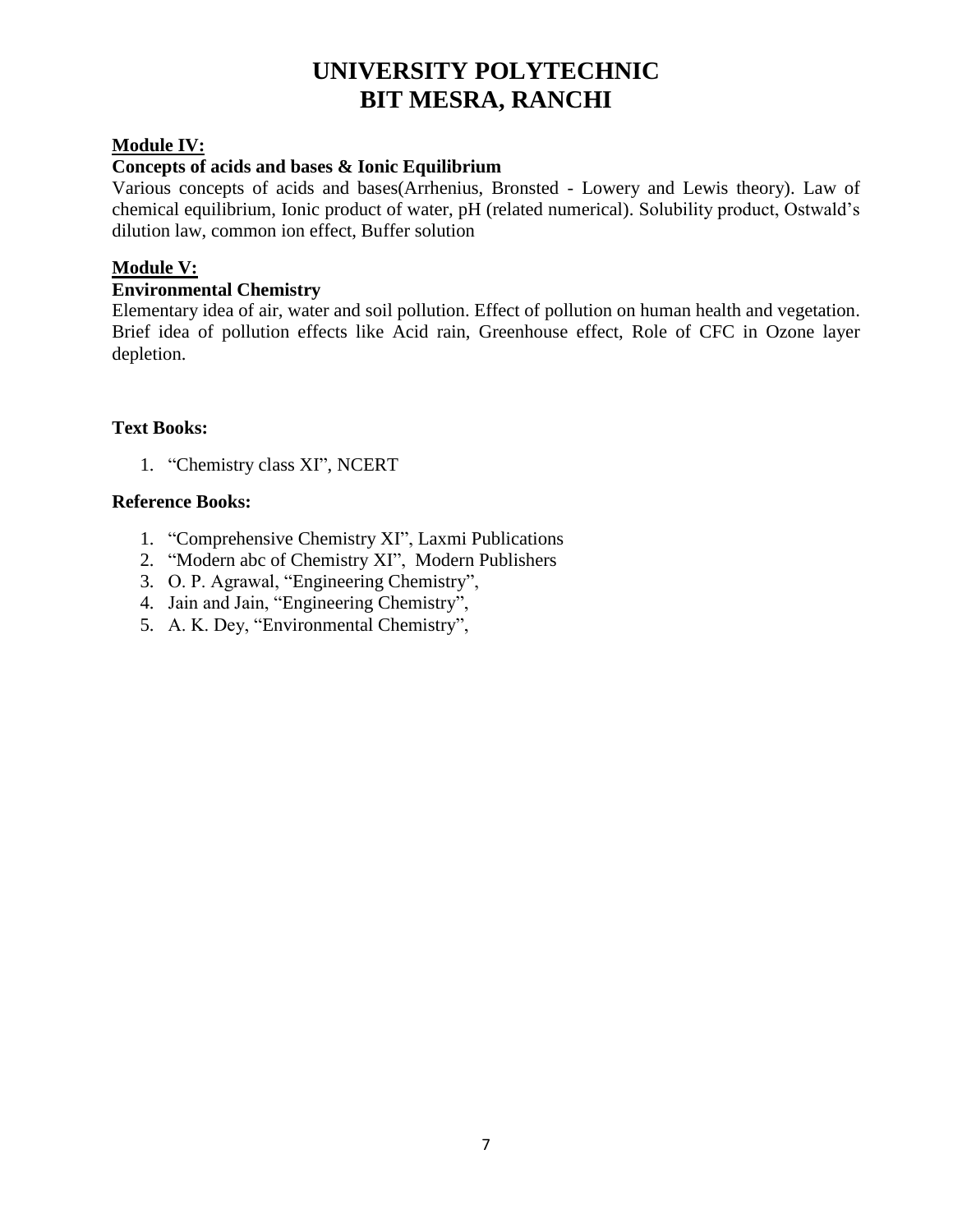# UNIVERSITY POLYTECHNIC
# BIT MESRA, RANCHI

**Module IV:**

**Concepts of acids and bases & Ionic Equilibrium**

Various concepts of acids and bases(Arrhenius, Bronsted - Lowery and Lewis theory). Law of chemical equilibrium, Ionic product of water, pH (related numerical). Solubility product, Ostwald's dilution law, common ion effect, Buffer solution

**Module V:**

**Environmental Chemistry**

Elementary idea of air, water and soil pollution. Effect of pollution on human health and vegetation. Brief idea of pollution effects like Acid rain, Greenhouse effect, Role of CFC in Ozone layer depletion.

**Text Books:**

1. "Chemistry class XI", NCERT

**Reference Books:**

1. "Comprehensive Chemistry XI", Laxmi Publications
2. "Modern abc of Chemistry XI", Modern Publishers
3. O. P. Agrawal, "Engineering Chemistry",
4. Jain and Jain, "Engineering Chemistry",
5. A. K. Dey, "Environmental Chemistry",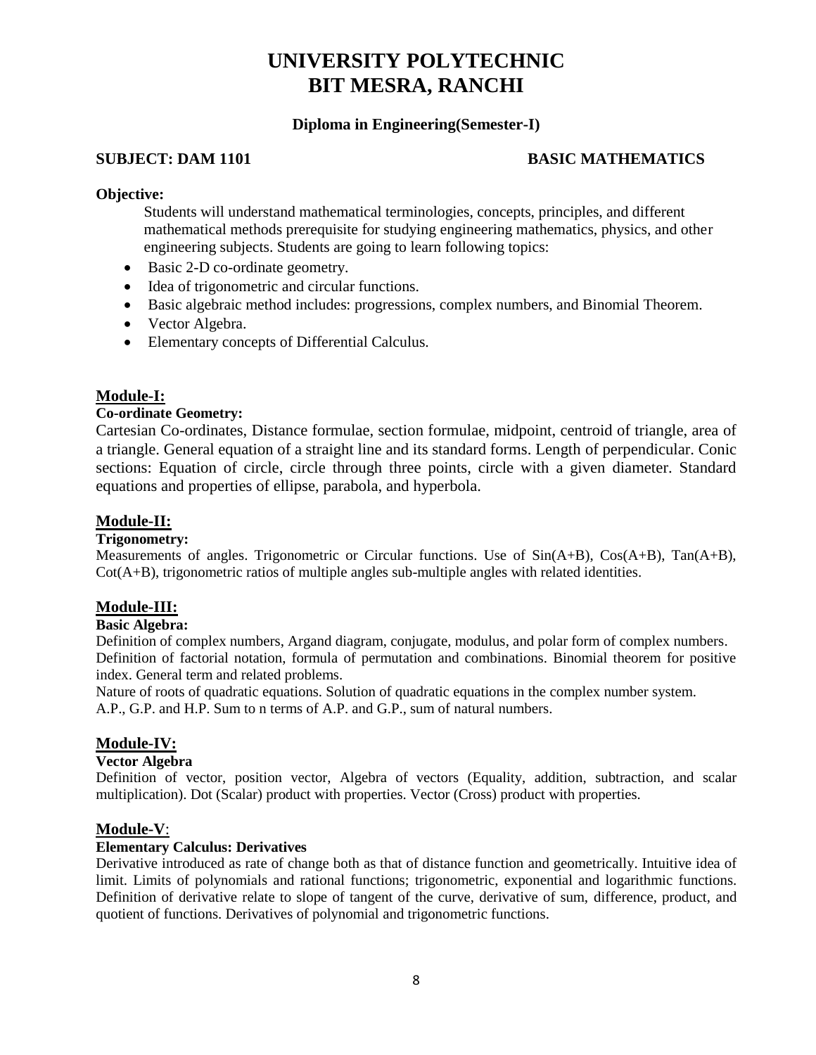# UNIVERSITY POLYTECHNIC
# BIT MESRA, RANCHI

**Diploma in Engineering(Semester-I)**

**SUBJECT: DAM 1101 BASIC MATHEMATICS**

**Objective:**

Students will understand mathematical terminologies, concepts, principles, and different mathematical methods prerequisite for studying engineering mathematics, physics, and other engineering subjects. Students are going to learn following topics:

- Basic 2-D co-ordinate geometry.
- Idea of trigonometric and circular functions.
- Basic algebraic method includes: progressions, complex numbers, and Binomial Theorem.
- Vector Algebra.
- Elementary concepts of Differential Calculus.

## Module-I:

**Co-ordinate Geometry:**

Cartesian Co-ordinates, Distance formulae, section formulae, midpoint, centroid of triangle, area of a triangle. General equation of a straight line and its standard forms. Length of perpendicular. Conic sections: Equation of circle, circle through three points, circle with a given diameter. Standard equations and properties of ellipse, parabola, and hyperbola.

## Module-II:

**Trigonometry:**

Measurements of angles. Trigonometric or Circular functions. Use of Sin(A+B), Cos(A+B), Tan(A+B), Cot(A+B), trigonometric ratios of multiple angles sub-multiple angles with related identities.

## Module-III:

**Basic Algebra:**

Definition of complex numbers, Argand diagram, conjugate, modulus, and polar form of complex numbers. Definition of factorial notation, formula of permutation and combinations. Binomial theorem for positive index. General term and related problems.

Nature of roots of quadratic equations. Solution of quadratic equations in the complex number system. A.P., G.P. and H.P. Sum to n terms of A.P. and G.P., sum of natural numbers.

## Module-IV:

**Vector Algebra**

Definition of vector, position vector, Algebra of vectors (Equality, addition, subtraction, and scalar multiplication). Dot (Scalar) product with properties. Vector (Cross) product with properties.

## Module-V:

**Elementary Calculus: Derivatives**

Derivative introduced as rate of change both as that of distance function and geometrically. Intuitive idea of limit. Limits of polynomials and rational functions; trigonometric, exponential and logarithmic functions. Definition of derivative relate to slope of tangent of the curve, derivative of sum, difference, product, and quotient of functions. Derivatives of polynomial and trigonometric functions.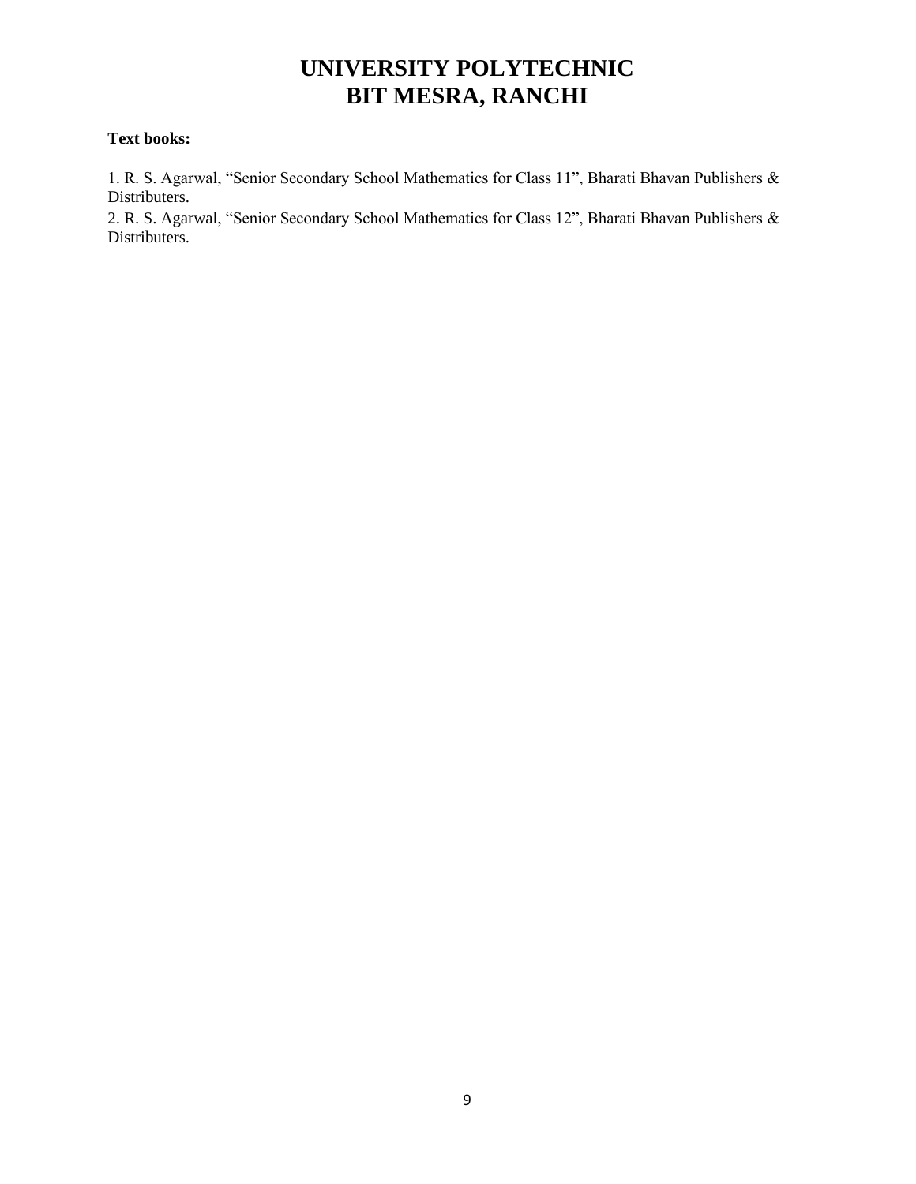# UNIVERSITY POLYTECHNIC
# BIT MESRA, RANCHI

**Text books:**

1. R. S. Agarwal, "Senior Secondary School Mathematics for Class 11", Bharati Bhavan Publishers & Distributers.
2. R. S. Agarwal, "Senior Secondary School Mathematics for Class 12", Bharati Bhavan Publishers & Distributers.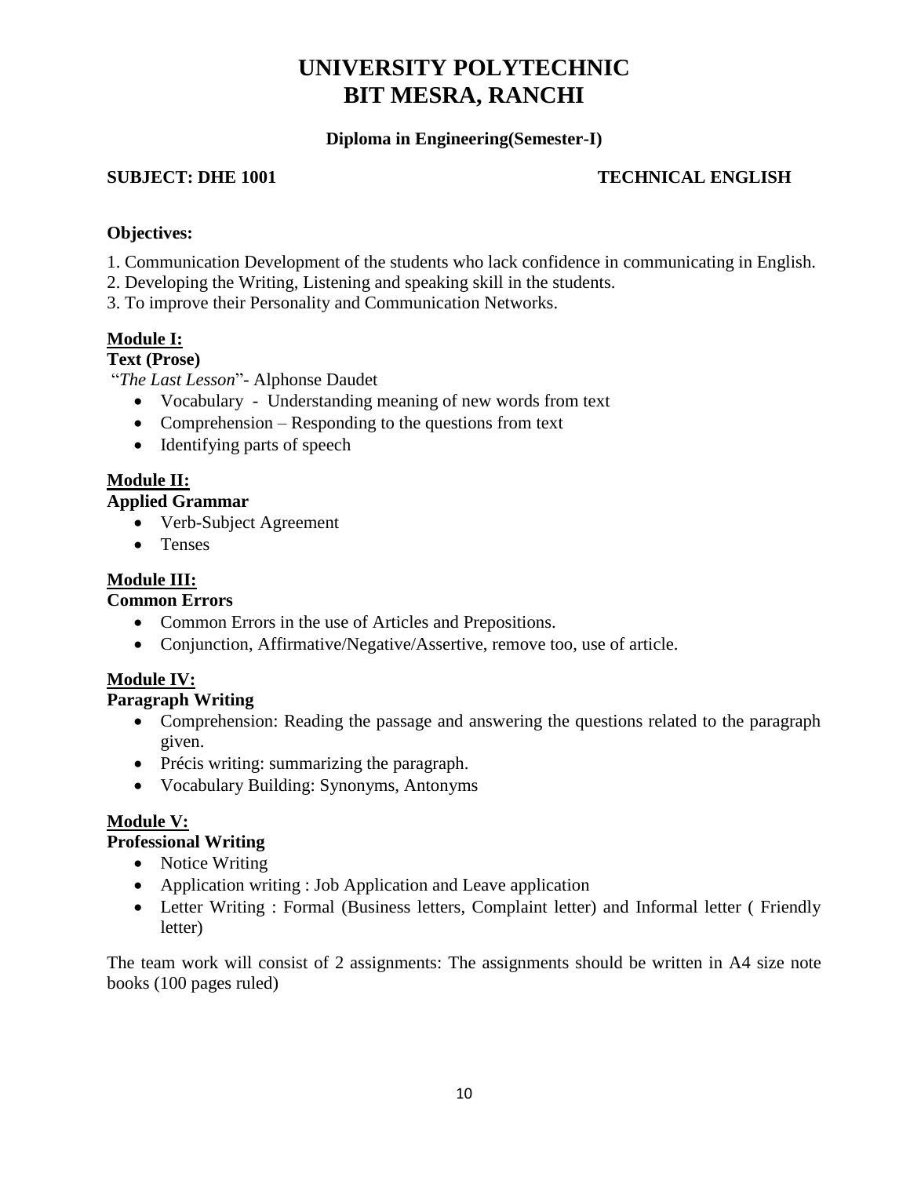# UNIVERSITY POLYTECHNIC
# BIT MESRA, RANCHI

**Diploma in Engineering(Semester-I)**

**SUBJECT: DHE 1001** **TECHNICAL ENGLISH**

**Objectives:**

1. Communication Development of the students who lack confidence in communicating in English.
2. Developing the Writing, Listening and speaking skill in the students.
3. To improve their Personality and Communication Networks.

**Module I:**

**Text (Prose)**

"*The Last Lesson*"- Alphonse Daudet

- Vocabulary - Understanding meaning of new words from text
- Comprehension – Responding to the questions from text
- Identifying parts of speech

**Module II:**

**Applied Grammar**

- Verb-Subject Agreement
- Tenses

**Module III:**

**Common Errors**

- Common Errors in the use of Articles and Prepositions.
- Conjunction, Affirmative/Negative/Assertive, remove too, use of article.

**Module IV:**

**Paragraph Writing**

- Comprehension: Reading the passage and answering the questions related to the paragraph given.
- Précis writing: summarizing the paragraph.
- Vocabulary Building: Synonyms, Antonyms

**Module V:**

**Professional Writing**

- Notice Writing
- Application writing : Job Application and Leave application
- Letter Writing : Formal (Business letters, Complaint letter) and Informal letter ( Friendly letter)

The team work will consist of 2 assignments: The assignments should be written in A4 size note books (100 pages ruled)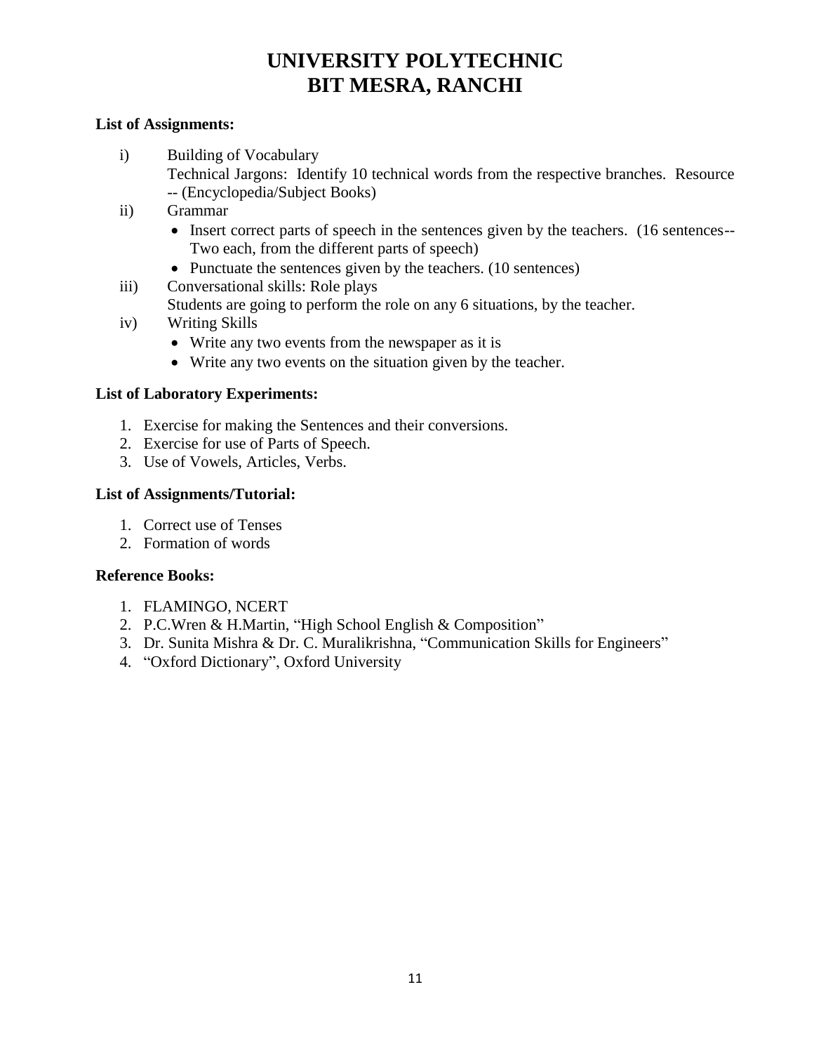# UNIVERSITY POLYTECHNIC
# BIT MESRA, RANCHI

**List of Assignments:**

i) Building of Vocabulary
   Technical Jargons: Identify 10 technical words from the respective branches. Resource -- (Encyclopedia/Subject Books)

ii) Grammar
   - Insert correct parts of speech in the sentences given by the teachers. (16 sentences-- Two each, from the different parts of speech)
   - Punctuate the sentences given by the teachers. (10 sentences)

iii) Conversational skills: Role plays
   Students are going to perform the role on any 6 situations, by the teacher.

iv) Writing Skills
   - Write any two events from the newspaper as it is
   - Write any two events on the situation given by the teacher.

**List of Laboratory Experiments:**

1. Exercise for making the Sentences and their conversions.
2. Exercise for use of Parts of Speech.
3. Use of Vowels, Articles, Verbs.

**List of Assignments/Tutorial:**

1. Correct use of Tenses
2. Formation of words

**Reference Books:**

1. FLAMINGO, NCERT
2. P.C.Wren & H.Martin, “High School English & Composition”
3. Dr. Sunita Mishra & Dr. C. Muralikrishna, “Communication Skills for Engineers”
4. “Oxford Dictionary”, Oxford University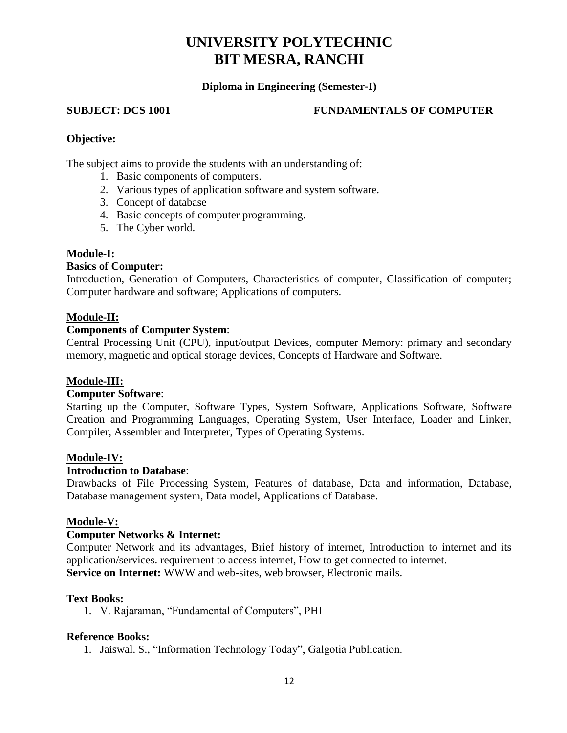# UNIVERSITY POLYTECHNIC
# BIT MESRA, RANCHI

**Diploma in Engineering (Semester-I)**

**SUBJECT: DCS 1001 FUNDAMENTALS OF COMPUTER**

**Objective:**

The subject aims to provide the students with an understanding of:

1. Basic components of computers.
2. Various types of application software and system software.
3. Concept of database
4. Basic concepts of computer programming.
5. The Cyber world.

**Module-I:**

**Basics of Computer:**

Introduction, Generation of Computers, Characteristics of computer, Classification of computer; Computer hardware and software; Applications of computers.

**Module-II:**

**Components of Computer System**:

Central Processing Unit (CPU), input/output Devices, computer Memory: primary and secondary memory, magnetic and optical storage devices, Concepts of Hardware and Software.

**Module-III:**

**Computer Software**:

Starting up the Computer, Software Types, System Software, Applications Software, Software Creation and Programming Languages, Operating System, User Interface, Loader and Linker, Compiler, Assembler and Interpreter, Types of Operating Systems.

**Module-IV:**

**Introduction to Database**:

Drawbacks of File Processing System, Features of database, Data and information, Database, Database management system, Data model, Applications of Database.

**Module-V:**

**Computer Networks & Internet:**

Computer Network and its advantages, Brief history of internet, Introduction to internet and its application/services. requirement to access internet, How to get connected to internet.

**Service on Internet:** WWW and web-sites, web browser, Electronic mails.

**Text Books:**

1. V. Rajaraman, "Fundamental of Computers", PHI

**Reference Books:**

1. Jaiswal. S., "Information Technology Today", Galgotia Publication.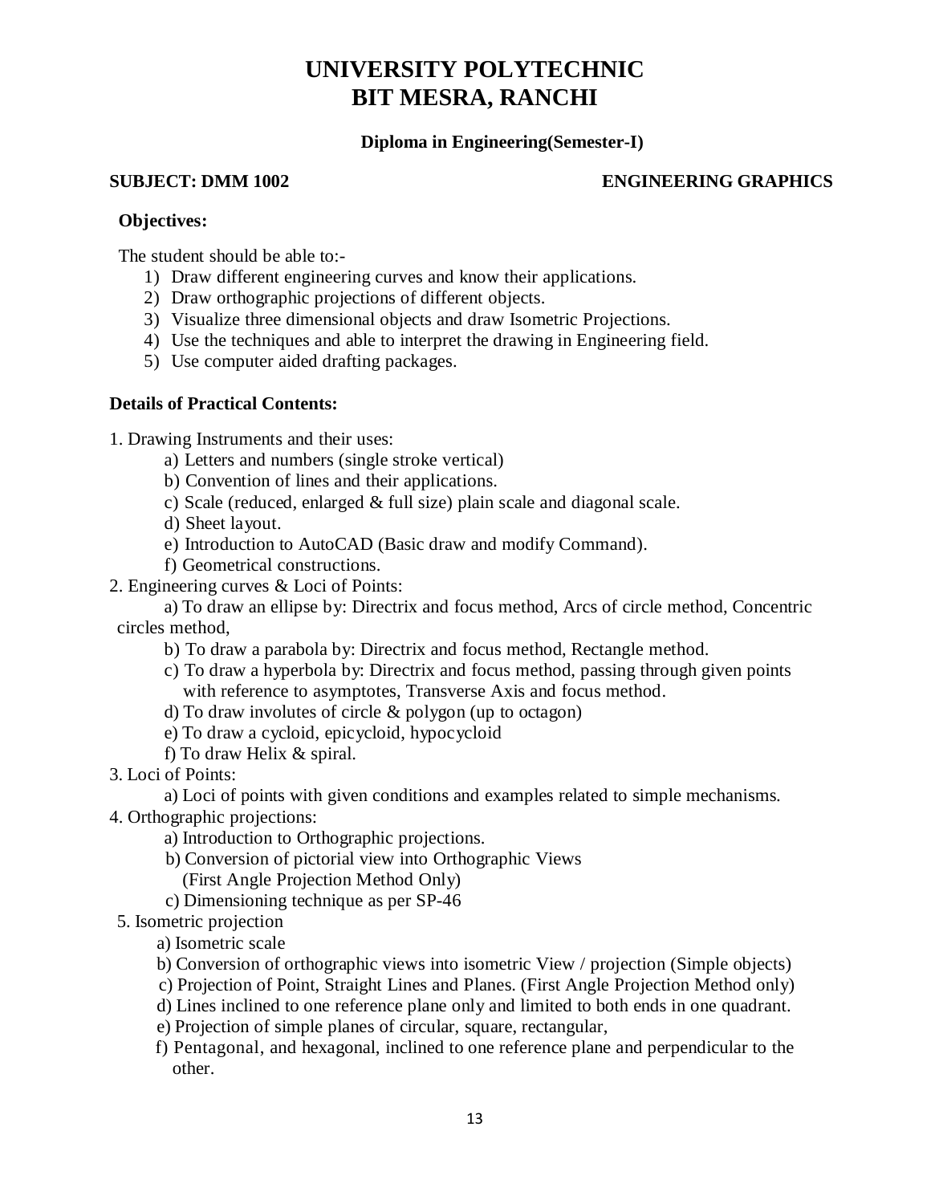# UNIVERSITY POLYTECHNIC
# BIT MESRA, RANCHI

**Diploma in Engineering(Semester-I)**

**SUBJECT: DMM 1002** **ENGINEERING GRAPHICS**

**Objectives:**

The student should be able to:-

1) Draw different engineering curves and know their applications.
2) Draw orthographic projections of different objects.
3) Visualize three dimensional objects and draw Isometric Projections.
4) Use the techniques and able to interpret the drawing in Engineering field.
5) Use computer aided drafting packages.

**Details of Practical Contents:**

1. Drawing Instruments and their uses:
   - a) Letters and numbers (single stroke vertical)
   - b) Convention of lines and their applications.
   - c) Scale (reduced, enlarged & full size) plain scale and diagonal scale.
   - d) Sheet layout.
   - e) Introduction to AutoCAD (Basic draw and modify Command).
   - f) Geometrical constructions.
2. Engineering curves & Loci of Points:
   - a) To draw an ellipse by: Directrix and focus method, Arcs of circle method, Concentric circles method,
   - b) To draw a parabola by: Directrix and focus method, Rectangle method.
   - c) To draw a hyperbola by: Directrix and focus method, passing through given points with reference to asymptotes, Transverse Axis and focus method.
   - d) To draw involutes of circle & polygon (up to octagon)
   - e) To draw a cycloid, epicycloid, hypocycloid
   - f) To draw Helix & spiral.
3. Loci of Points:
   - a) Loci of points with given conditions and examples related to simple mechanisms.
4. Orthographic projections:
   - a) Introduction to Orthographic projections.
   - b) Conversion of pictorial view into Orthographic Views (First Angle Projection Method Only)
   - c) Dimensioning technique as per SP-46
5. Isometric projection
   - a) Isometric scale
   - b) Conversion of orthographic views into isometric View / projection (Simple objects)
   - c) Projection of Point, Straight Lines and Planes. (First Angle Projection Method only)
   - d) Lines inclined to one reference plane only and limited to both ends in one quadrant.
   - e) Projection of simple planes of circular, square, rectangular,
   - f) Pentagonal, and hexagonal, inclined to one reference plane and perpendicular to the other.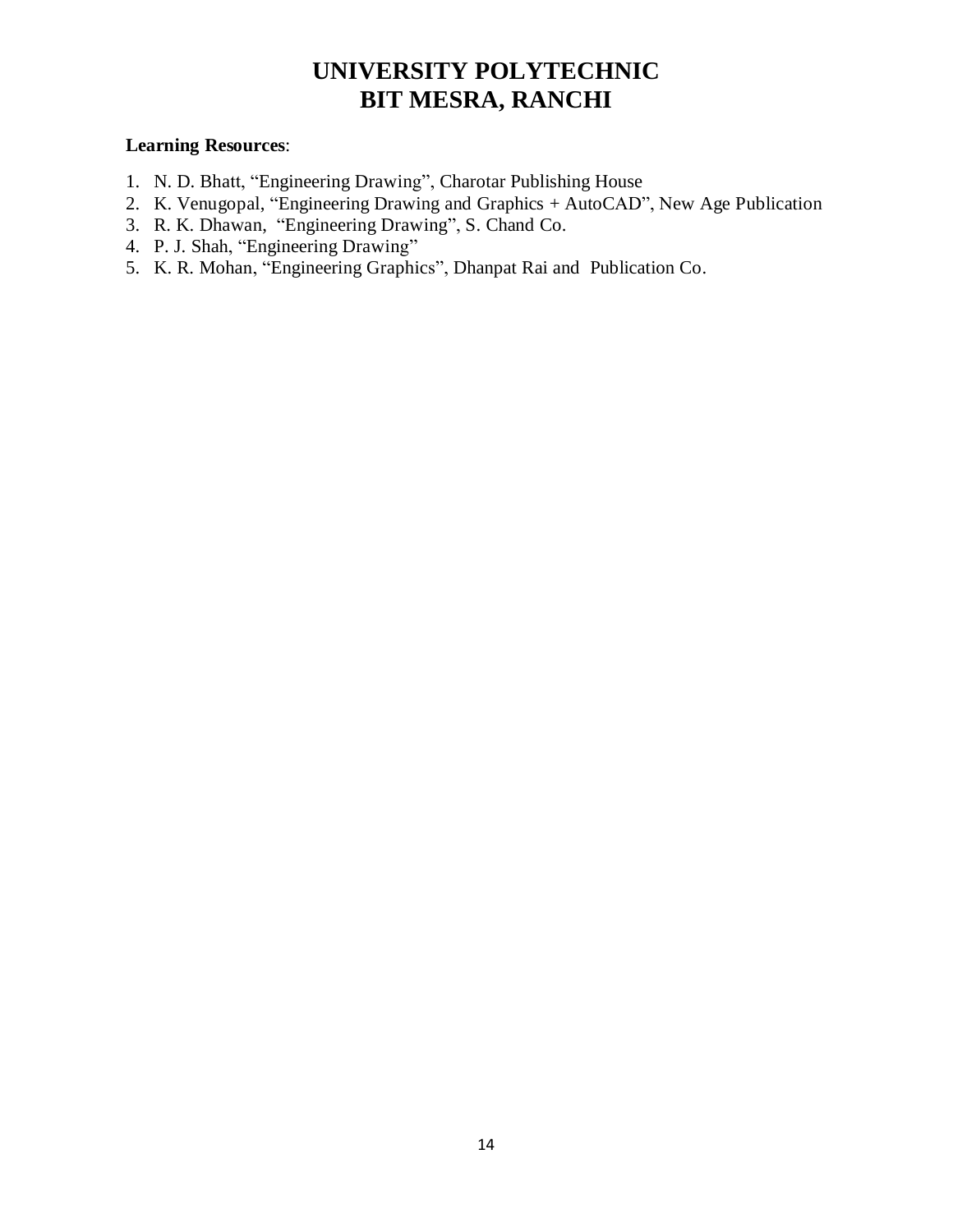# UNIVERSITY POLYTECHNIC
# BIT MESRA, RANCHI

**Learning Resources**:

1. N. D. Bhatt, “Engineering Drawing”, Charotar Publishing House
2. K. Venugopal, “Engineering Drawing and Graphics + AutoCAD”, New Age Publication
3. R. K. Dhawan, “Engineering Drawing”, S. Chand Co.
4. P. J. Shah, “Engineering Drawing”
5. K. R. Mohan, “Engineering Graphics”, Dhanpat Rai and Publication Co.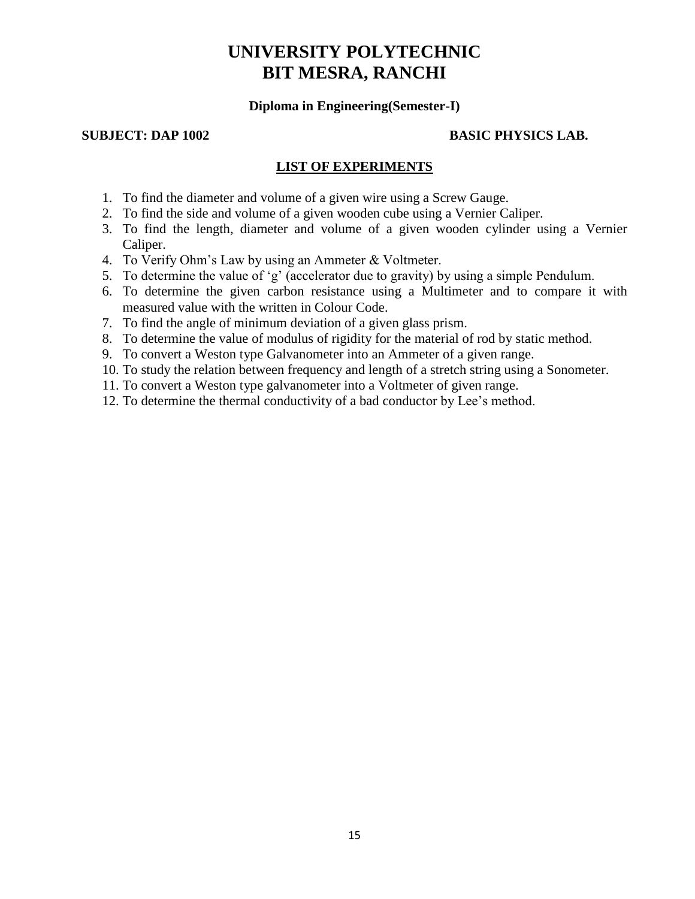# UNIVERSITY POLYTECHNIC
# BIT MESRA, RANCHI

**Diploma in Engineering(Semester-I)**

**SUBJECT: DAP 1002** **BASIC PHYSICS LAB.**

## LIST OF EXPERIMENTS

1. To find the diameter and volume of a given wire using a Screw Gauge.
2. To find the side and volume of a given wooden cube using a Vernier Caliper.
3. To find the length, diameter and volume of a given wooden cylinder using a Vernier Caliper.
4. To Verify Ohm's Law by using an Ammeter & Voltmeter.
5. To determine the value of 'g' (accelerator due to gravity) by using a simple Pendulum.
6. To determine the given carbon resistance using a Multimeter and to compare it with measured value with the written in Colour Code.
7. To find the angle of minimum deviation of a given glass prism.
8. To determine the value of modulus of rigidity for the material of rod by static method.
9. To convert a Weston type Galvanometer into an Ammeter of a given range.
10. To study the relation between frequency and length of a stretch string using a Sonometer.
11. To convert a Weston type galvanometer into a Voltmeter of given range.
12. To determine the thermal conductivity of a bad conductor by Lee's method.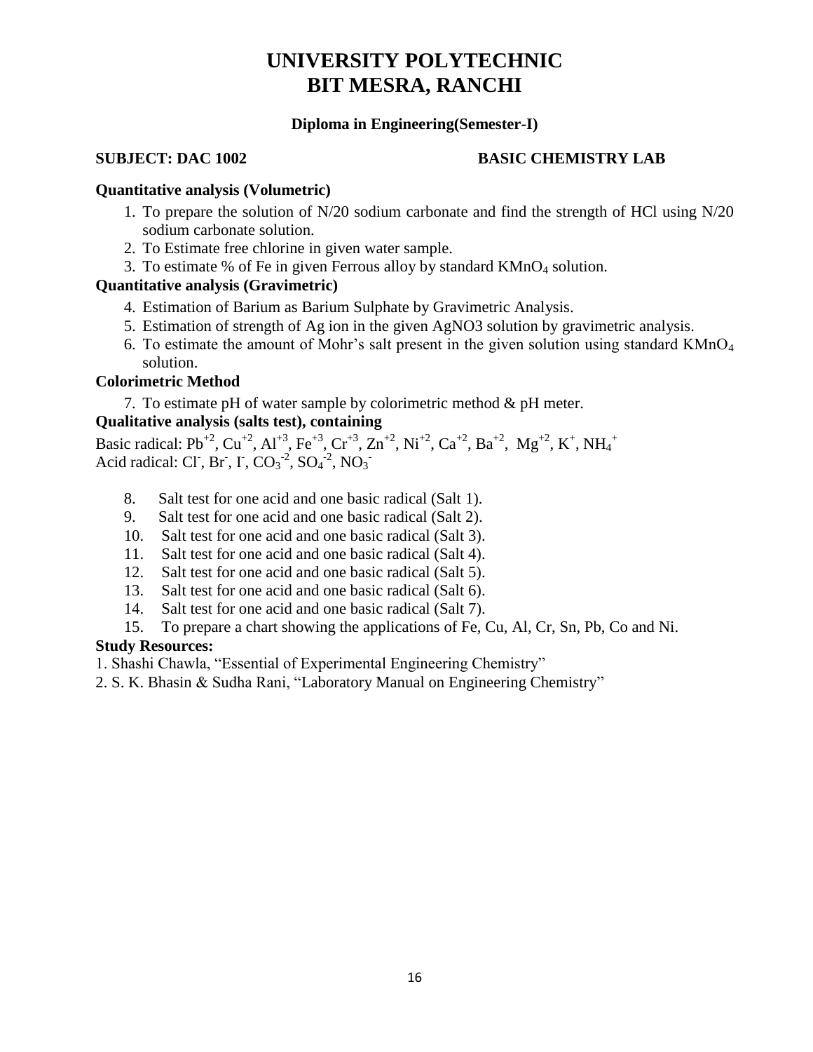# UNIVERSITY POLYTECHNIC
# BIT MESRA, RANCHI

**Diploma in Engineering(Semester-I)**

**SUBJECT: DAC 1002** **BASIC CHEMISTRY LAB**

**Quantitative analysis (Volumetric)**

1. To prepare the solution of N/20 sodium carbonate and find the strength of HCl using N/20 sodium carbonate solution.
2. To Estimate free chlorine in given water sample.
3. To estimate % of Fe in given Ferrous alloy by standard $KMnO_4$ solution.

**Quantitative analysis (Gravimetric)**

4. Estimation of Barium as Barium Sulphate by Gravimetric Analysis.
5. Estimation of strength of Ag ion in the given AgNO3 solution by gravimetric analysis.
6. To estimate the amount of Mohr's salt present in the given solution using standard $KMnO_4$ solution.

**Colorimetric Method**

7. To estimate pH of water sample by colorimetric method & pH meter.

**Qualitative analysis (salts test), containing**

Basic radical: $Pb^{+2}$, $Cu^{+2}$, $Al^{+3}$, $Fe^{+3}$, $Cr^{+3}$, $Zn^{+2}$, $Ni^{+2}$, $Ca^{+2}$, $Ba^{+2}$, $Mg^{+2}$, $K^{+}$, $NH_4^{+}$
Acid radical: $Cl^{-}$, $Br^{-}$, $I^{-}$, $CO_3^{-2}$, $SO_4^{-2}$, $NO_3^{-}$

8. Salt test for one acid and one basic radical (Salt 1).
9. Salt test for one acid and one basic radical (Salt 2).
10. Salt test for one acid and one basic radical (Salt 3).
11. Salt test for one acid and one basic radical (Salt 4).
12. Salt test for one acid and one basic radical (Salt 5).
13. Salt test for one acid and one basic radical (Salt 6).
14. Salt test for one acid and one basic radical (Salt 7).
15. To prepare a chart showing the applications of Fe, Cu, Al, Cr, Sn, Pb, Co and Ni.

**Study Resources:**

1. Shashi Chawla, "Essential of Experimental Engineering Chemistry"
2. S. K. Bhasin & Sudha Rani, "Laboratory Manual on Engineering Chemistry"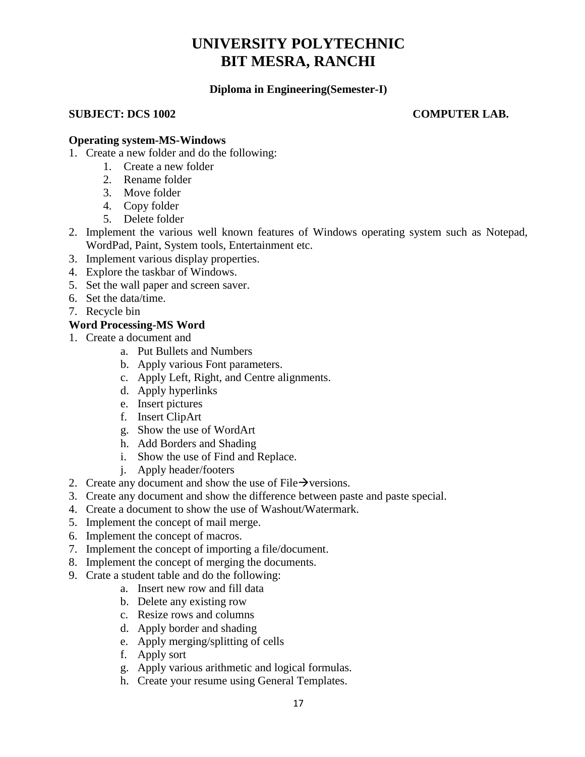# UNIVERSITY POLYTECHNIC
# BIT MESRA, RANCHI

**Diploma in Engineering(Semester-I)**

**SUBJECT: DCS 1002** **COMPUTER LAB.**

**Operating system-MS-Windows**

1. Create a new folder and do the following:
    1. Create a new folder
    2. Rename folder
    3. Move folder
    4. Copy folder
    5. Delete folder
2. Implement the various well known features of Windows operating system such as Notepad, WordPad, Paint, System tools, Entertainment etc.
3. Implement various display properties.
4. Explore the taskbar of Windows.
5. Set the wall paper and screen saver.
6. Set the data/time.
7. Recycle bin

**Word Processing-MS Word**

1. Create a document and
    a. Put Bullets and Numbers
    b. Apply various Font parameters.
    c. Apply Left, Right, and Centre alignments.
    d. Apply hyperlinks
    e. Insert pictures
    f. Insert ClipArt
    g. Show the use of WordArt
    h. Add Borders and Shading
    i. Show the use of Find and Replace.
    j. Apply header/footers
2. Create any document and show the use of File→versions.
3. Create any document and show the difference between paste and paste special.
4. Create a document to show the use of Washout/Watermark.
5. Implement the concept of mail merge.
6. Implement the concept of macros.
7. Implement the concept of importing a file/document.
8. Implement the concept of merging the documents.
9. Crate a student table and do the following:
    a. Insert new row and fill data
    b. Delete any existing row
    c. Resize rows and columns
    d. Apply border and shading
    e. Apply merging/splitting of cells
    f. Apply sort
    g. Apply various arithmetic and logical formulas.
    h. Create your resume using General Templates.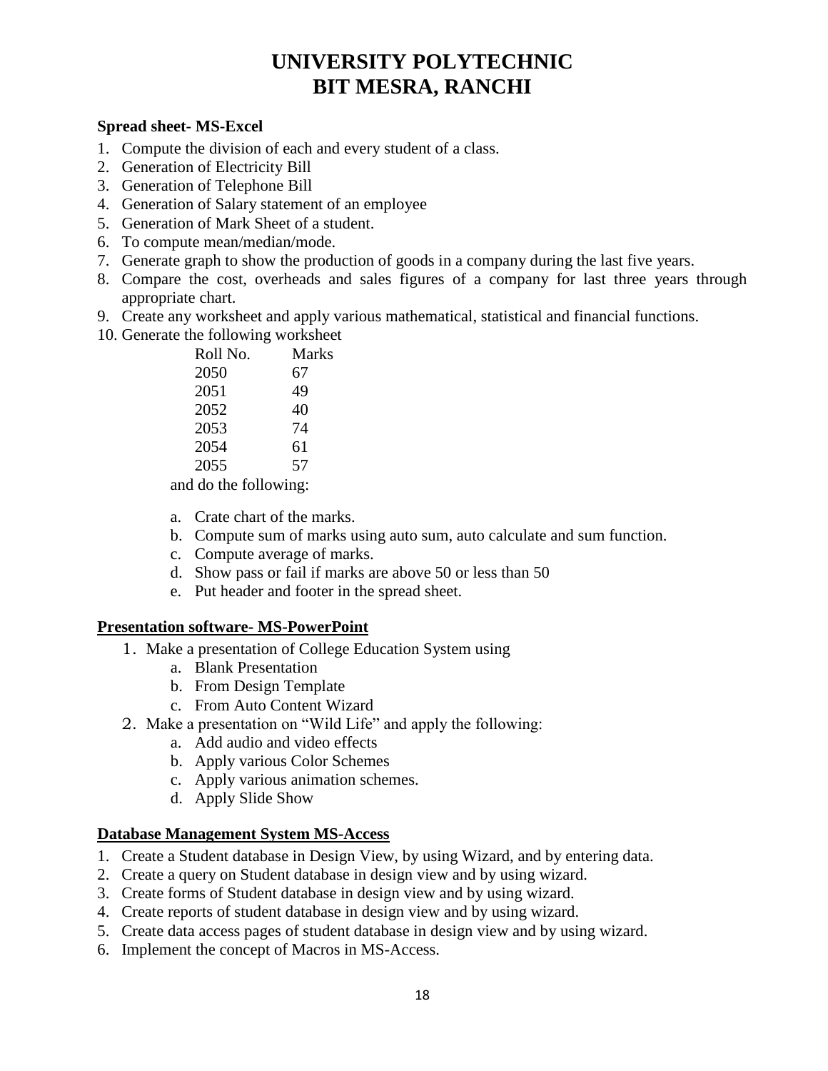# UNIVERSITY POLYTECHNIC
# BIT MESRA, RANCHI

**Spread sheet- MS-Excel**

1. Compute the division of each and every student of a class.
2. Generation of Electricity Bill
3. Generation of Telephone Bill
4. Generation of Salary statement of an employee
5. Generation of Mark Sheet of a student.
6. To compute mean/median/mode.
7. Generate graph to show the production of goods in a company during the last five years.
8. Compare the cost, overheads and sales figures of a company for last three years through appropriate chart.
9. Create any worksheet and apply various mathematical, statistical and financial functions.
10. Generate the following worksheet

| Roll No. | Marks |
|---|---|
| 2050 | 67 |
| 2051 | 49 |
| 2052 | 40 |
| 2053 | 74 |
| 2054 | 61 |
| 2055 | 57 |

and do the following:

   a. Crate chart of the marks.
   b. Compute sum of marks using auto sum, auto calculate and sum function.
   c. Compute average of marks.
   d. Show pass or fail if marks are above 50 or less than 50
   e. Put header and footer in the spread sheet.

**Presentation software- MS-PowerPoint**

1. Make a presentation of College Education System using
   a. Blank Presentation
   b. From Design Template
   c. From Auto Content Wizard
2. Make a presentation on "Wild Life" and apply the following:
   a. Add audio and video effects
   b. Apply various Color Schemes
   c. Apply various animation schemes.
   d. Apply Slide Show

**Database Management System MS-Access**

1. Create a Student database in Design View, by using Wizard, and by entering data.
2. Create a query on Student database in design view and by using wizard.
3. Create forms of Student database in design view and by using wizard.
4. Create reports of student database in design view and by using wizard.
5. Create data access pages of student database in design view and by using wizard.
6. Implement the concept of Macros in MS-Access.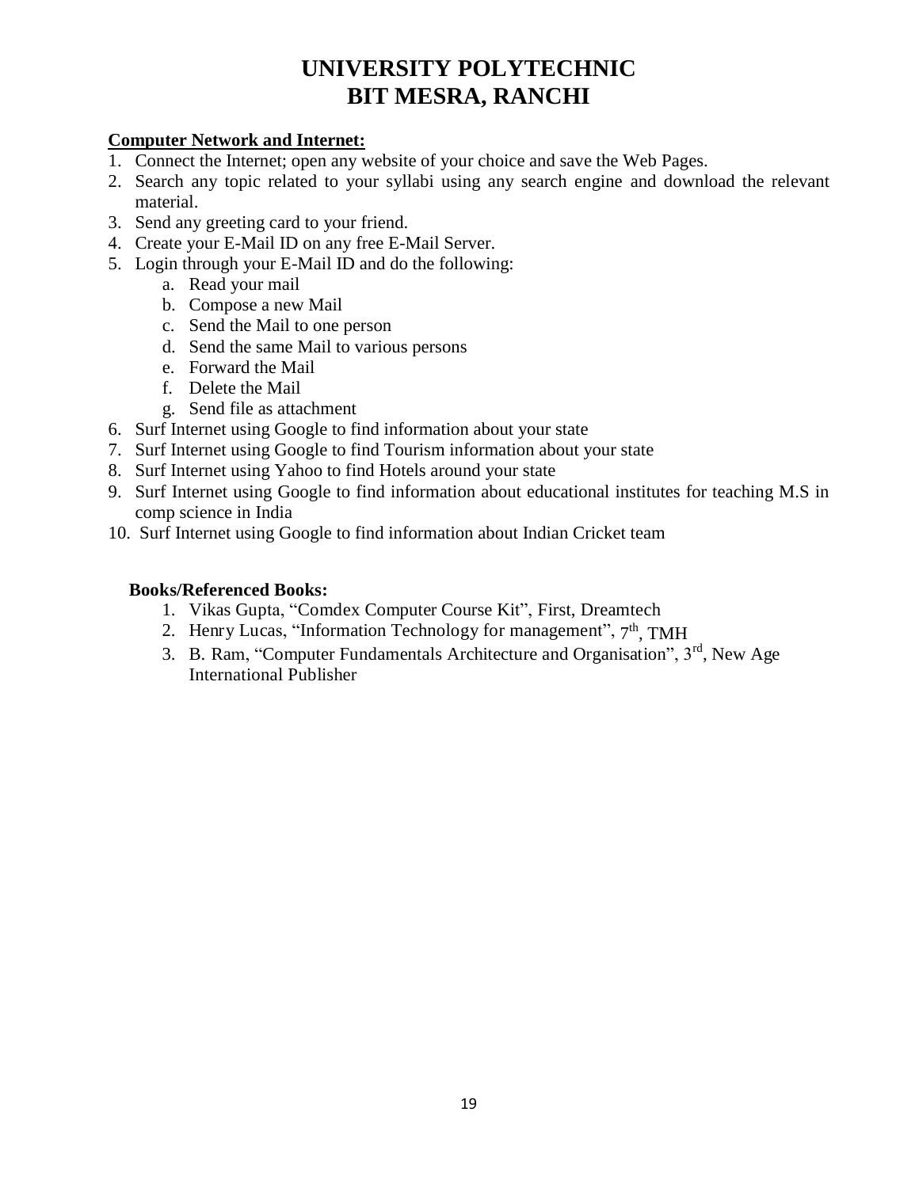# UNIVERSITY POLYTECHNIC
# BIT MESRA, RANCHI

**Computer Network and Internet:**

1. Connect the Internet; open any website of your choice and save the Web Pages.
2. Search any topic related to your syllabi using any search engine and download the relevant material.
3. Send any greeting card to your friend.
4. Create your E-Mail ID on any free E-Mail Server.
5. Login through your E-Mail ID and do the following:
    a. Read your mail
    b. Compose a new Mail
    c. Send the Mail to one person
    d. Send the same Mail to various persons
    e. Forward the Mail
    f. Delete the Mail
    g. Send file as attachment
6. Surf Internet using Google to find information about your state
7. Surf Internet using Google to find Tourism information about your state
8. Surf Internet using Yahoo to find Hotels around your state
9. Surf Internet using Google to find information about educational institutes for teaching M.S in comp science in India
10. Surf Internet using Google to find information about Indian Cricket team

**Books/Referenced Books:**

1. Vikas Gupta, "Comdex Computer Course Kit", First, Dreamtech
2. Henry Lucas, "Information Technology for management", 7th, TMH
3. B. Ram, "Computer Fundamentals Architecture and Organisation", 3rd, New Age International Publisher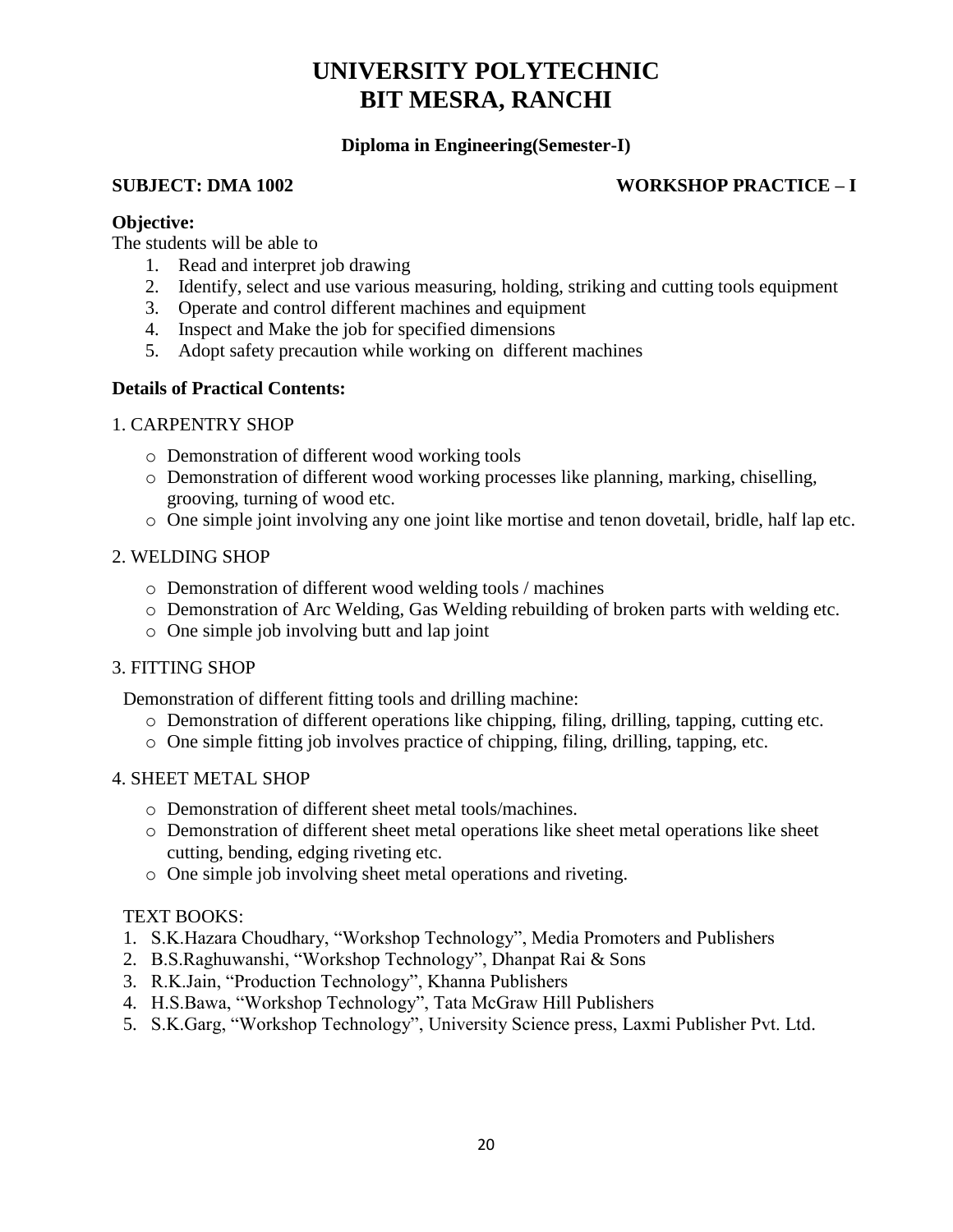# UNIVERSITY POLYTECHNIC
# BIT MESRA, RANCHI

**Diploma in Engineering(Semester-I)**

**SUBJECT: DMA 1002** **WORKSHOP PRACTICE – I**

**Objective:**

The students will be able to

1. Read and interpret job drawing
2. Identify, select and use various measuring, holding, striking and cutting tools equipment
3. Operate and control different machines and equipment
4. Inspect and Make the job for specified dimensions
5. Adopt safety precaution while working on different machines

**Details of Practical Contents:**

1. CARPENTRY SHOP

- Demonstration of different wood working tools
- Demonstration of different wood working processes like planning, marking, chiselling, grooving, turning of wood etc.
- One simple joint involving any one joint like mortise and tenon dovetail, bridle, half lap etc.

2. WELDING SHOP

- Demonstration of different wood welding tools / machines
- Demonstration of Arc Welding, Gas Welding rebuilding of broken parts with welding etc.
- One simple job involving butt and lap joint

3. FITTING SHOP

Demonstration of different fitting tools and drilling machine:

- Demonstration of different operations like chipping, filing, drilling, tapping, cutting etc.
- One simple fitting job involves practice of chipping, filing, drilling, tapping, etc.

4. SHEET METAL SHOP

- Demonstration of different sheet metal tools/machines.
- Demonstration of different sheet metal operations like sheet metal operations like sheet cutting, bending, edging riveting etc.
- One simple job involving sheet metal operations and riveting.

TEXT BOOKS:

1. S.K.Hazara Choudhary, "Workshop Technology", Media Promoters and Publishers
2. B.S.Raghuwanshi, "Workshop Technology", Dhanpat Rai & Sons
3. R.K.Jain, "Production Technology", Khanna Publishers
4. H.S.Bawa, "Workshop Technology", Tata McGraw Hill Publishers
5. S.K.Garg, "Workshop Technology", University Science press, Laxmi Publisher Pvt. Ltd.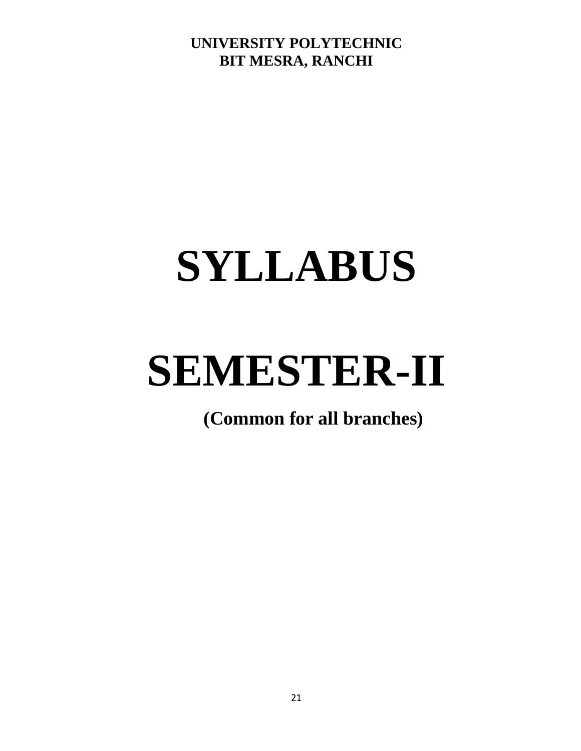**UNIVERSITY POLYTECHNIC**
**BIT MESRA, RANCHI**

# SYLLABUS

# SEMESTER-II

**(Common for all branches)**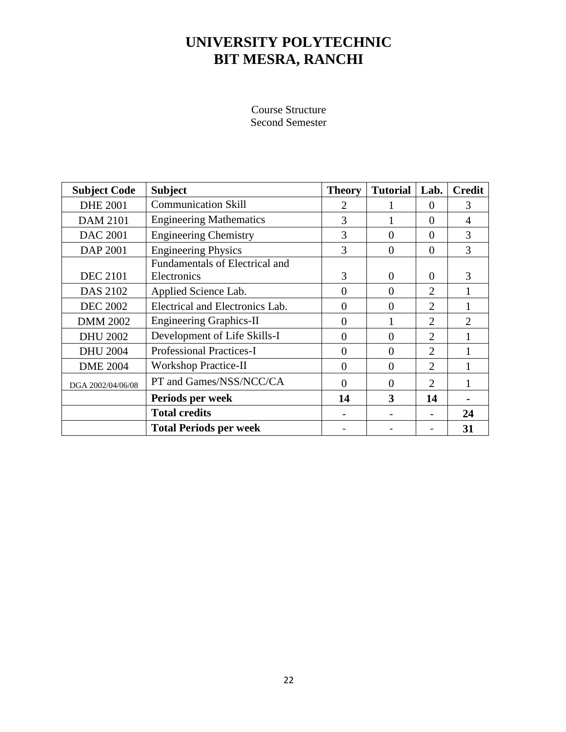# UNIVERSITY POLYTECHNIC
# BIT MESRA, RANCHI

Course Structure
Second Semester

| Subject Code | Subject | Theory | Tutorial | Lab. | Credit |
|---|---|---|---|---|---|
| DHE 2001 | Communication Skill | 2 | 1 | 0 | 3 |
| DAM 2101 | Engineering Mathematics | 3 | 1 | 0 | 4 |
| DAC 2001 | Engineering Chemistry | 3 | 0 | 0 | 3 |
| DAP 2001 | Engineering Physics | 3 | 0 | 0 | 3 |
| DEC 2101 | Fundamentals of Electrical and Electronics | 3 | 0 | 0 | 3 |
| DAS 2102 | Applied Science Lab. | 0 | 0 | 2 | 1 |
| DEC 2002 | Electrical and Electronics Lab. | 0 | 0 | 2 | 1 |
| DMM 2002 | Engineering Graphics-II | 0 | 1 | 2 | 2 |
| DHU 2002 | Development of Life Skills-I | 0 | 0 | 2 | 1 |
| DHU 2004 | Professional Practices-I | 0 | 0 | 2 | 1 |
| DME 2004 | Workshop Practice-II | 0 | 0 | 2 | 1 |
| DGA 2002/04/06/08 | PT and Games/NSS/NCC/CA | 0 | 0 | 2 | 1 |
| | **Periods per week** | **14** | **3** | **14** | **-** |
| | **Total credits** | **-** | **-** | **-** | **24** |
| | **Total Periods per week** | - | - | - | **31** |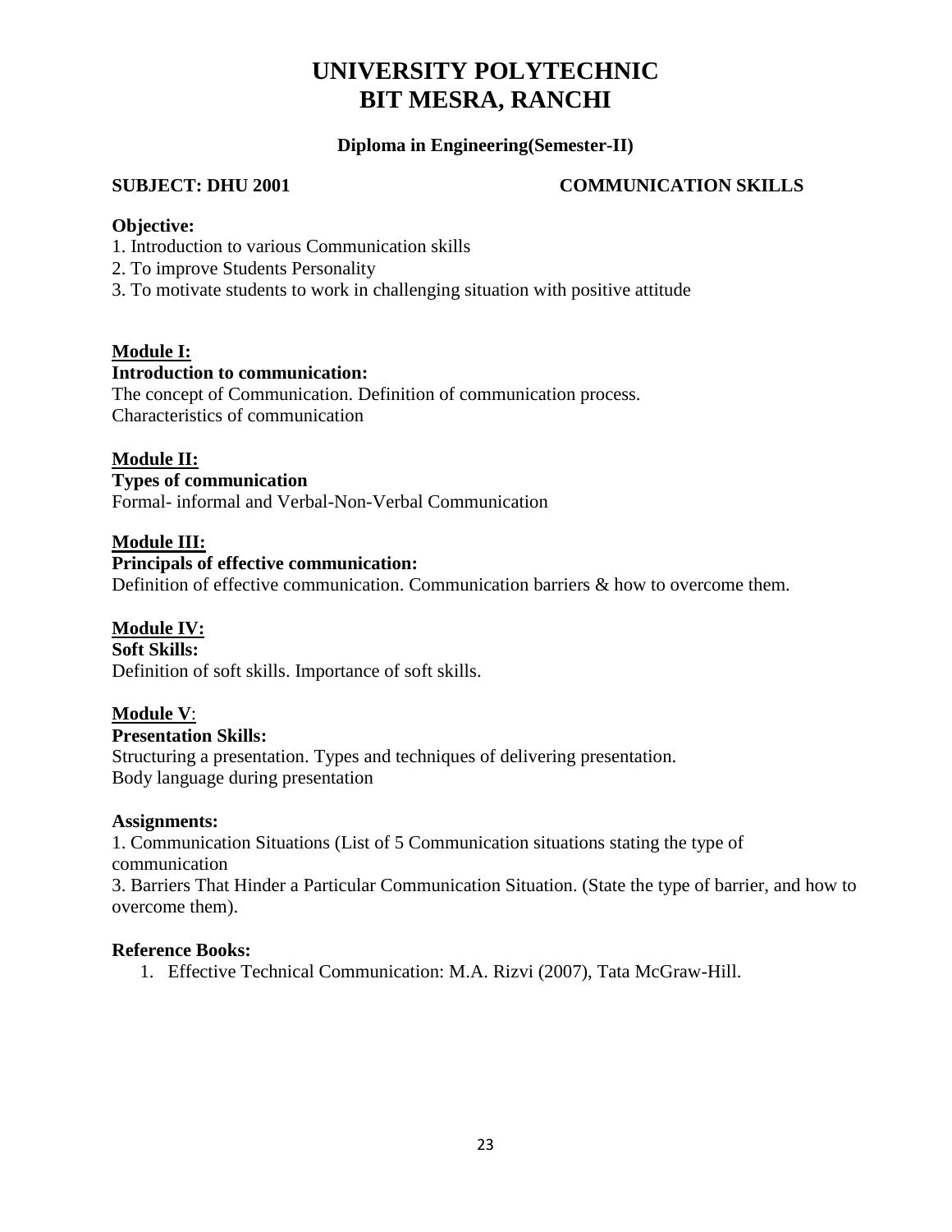# UNIVERSITY POLYTECHNIC
# BIT MESRA, RANCHI

**Diploma in Engineering(Semester-II)**

**SUBJECT: DHU 2001** **COMMUNICATION SKILLS**

**Objective:**

1. Introduction to various Communication skills
2. To improve Students Personality
3. To motivate students to work in challenging situation with positive attitude

**Module I:**

**Introduction to communication:**

The concept of Communication. Definition of communication process.
Characteristics of communication

**Module II:**

**Types of communication**

Formal- informal and Verbal-Non-Verbal Communication

**Module III:**

**Principals of effective communication:**

Definition of effective communication. Communication barriers & how to overcome them.

**Module IV:**

**Soft Skills:**

Definition of soft skills. Importance of soft skills.

**Module V**:

**Presentation Skills:**

Structuring a presentation. Types and techniques of delivering presentation.
Body language during presentation

**Assignments:**

1. Communication Situations (List of 5 Communication situations stating the type of communication

3. Barriers That Hinder a Particular Communication Situation. (State the type of barrier, and how to overcome them).

**Reference Books:**

1. Effective Technical Communication: M.A. Rizvi (2007), Tata McGraw-Hill.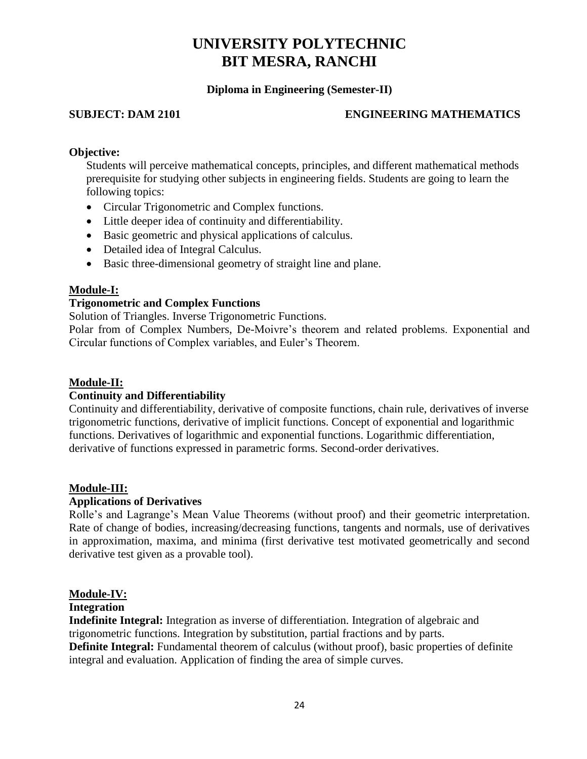# UNIVERSITY POLYTECHNIC
# BIT MESRA, RANCHI

**Diploma in Engineering (Semester-II)**

**SUBJECT: DAM 2101** **ENGINEERING MATHEMATICS**

**Objective:**

Students will perceive mathematical concepts, principles, and different mathematical methods prerequisite for studying other subjects in engineering fields. Students are going to learn the following topics:

- Circular Trigonometric and Complex functions.
- Little deeper idea of continuity and differentiability.
- Basic geometric and physical applications of calculus.
- Detailed idea of Integral Calculus.
- Basic three-dimensional geometry of straight line and plane.

**Module-I:**

**Trigonometric and Complex Functions**

Solution of Triangles. Inverse Trigonometric Functions.

Polar from of Complex Numbers, De-Moivre's theorem and related problems. Exponential and Circular functions of Complex variables, and Euler's Theorem.

**Module-II:**

**Continuity and Differentiability**

Continuity and differentiability, derivative of composite functions, chain rule, derivatives of inverse trigonometric functions, derivative of implicit functions. Concept of exponential and logarithmic functions. Derivatives of logarithmic and exponential functions. Logarithmic differentiation, derivative of functions expressed in parametric forms. Second-order derivatives.

**Module-III:**

**Applications of Derivatives**

Rolle's and Lagrange's Mean Value Theorems (without proof) and their geometric interpretation. Rate of change of bodies, increasing/decreasing functions, tangents and normals, use of derivatives in approximation, maxima, and minima (first derivative test motivated geometrically and second derivative test given as a provable tool).

**Module-IV:**

**Integration**

**Indefinite Integral:** Integration as inverse of differentiation. Integration of algebraic and trigonometric functions. Integration by substitution, partial fractions and by parts.

**Definite Integral:** Fundamental theorem of calculus (without proof), basic properties of definite integral and evaluation. Application of finding the area of simple curves.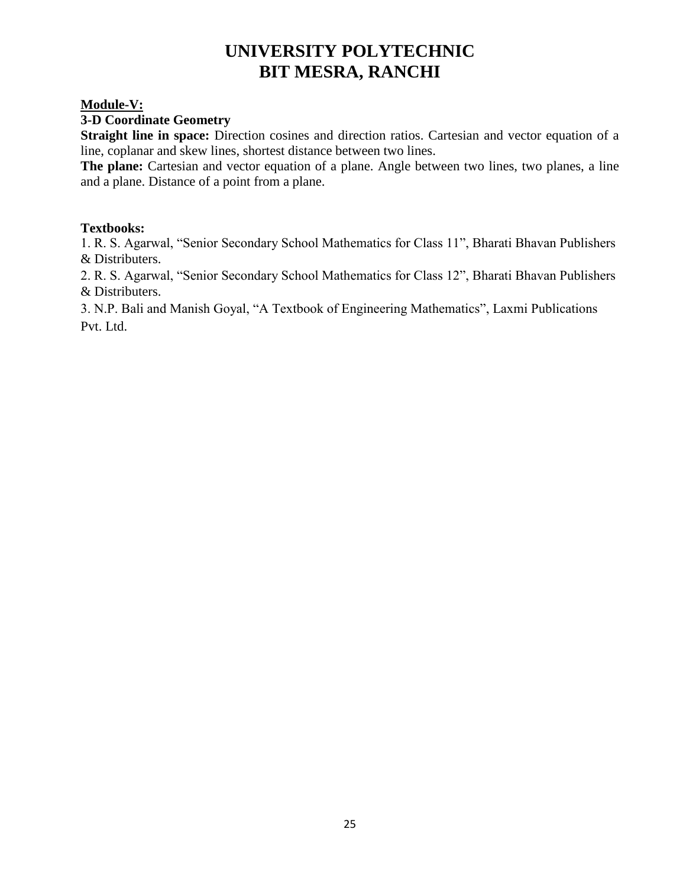# UNIVERSITY POLYTECHNIC
# BIT MESRA, RANCHI

**Module-V:**

**3-D Coordinate Geometry**

**Straight line in space:** Direction cosines and direction ratios. Cartesian and vector equation of a line, coplanar and skew lines, shortest distance between two lines.

**The plane:** Cartesian and vector equation of a plane. Angle between two lines, two planes, a line and a plane. Distance of a point from a plane.

**Textbooks:**

1. R. S. Agarwal, "Senior Secondary School Mathematics for Class 11", Bharati Bhavan Publishers & Distributers.
2. R. S. Agarwal, "Senior Secondary School Mathematics for Class 12", Bharati Bhavan Publishers & Distributers.
3. N.P. Bali and Manish Goyal, "A Textbook of Engineering Mathematics", Laxmi Publications Pvt. Ltd.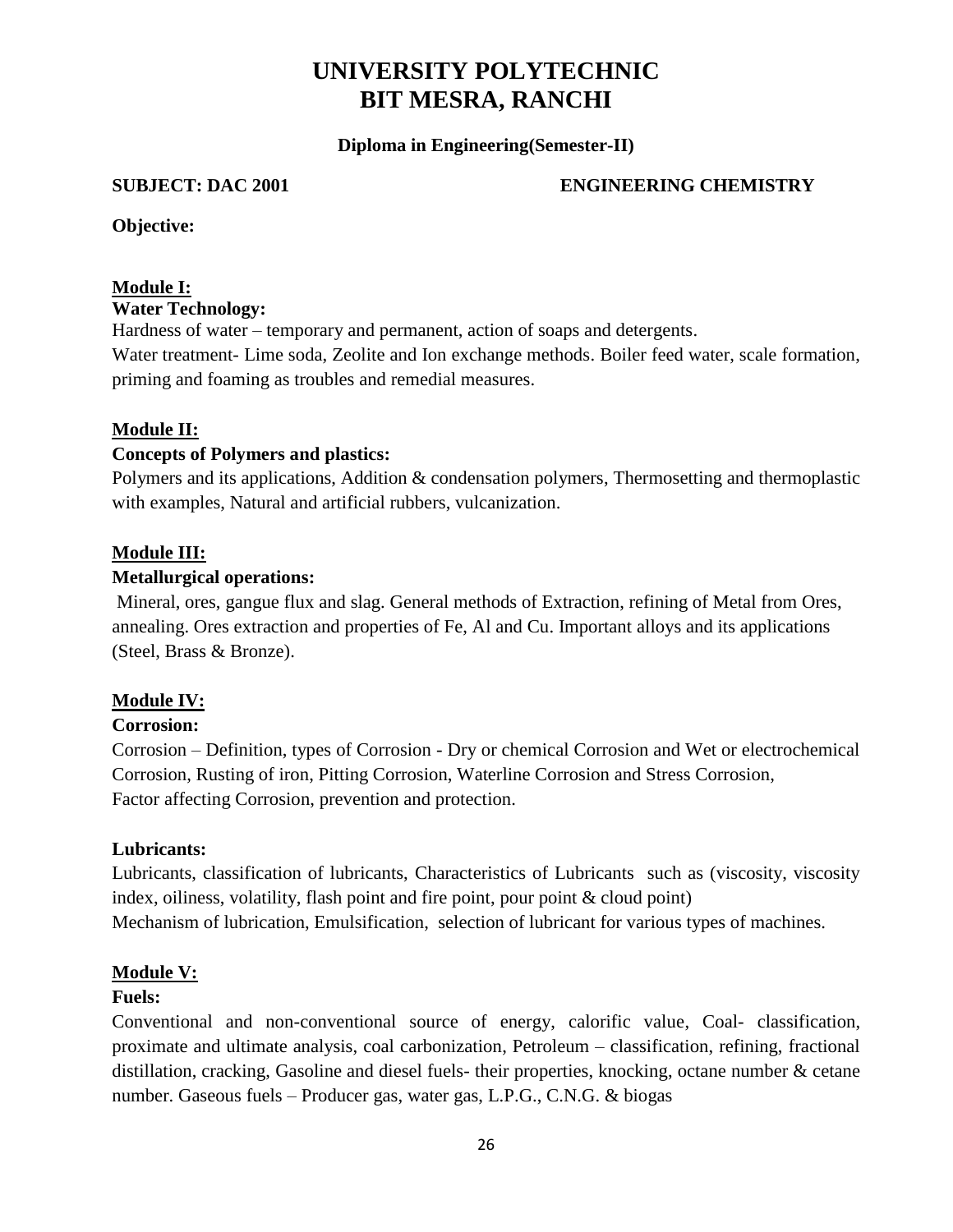# UNIVERSITY POLYTECHNIC
# BIT MESRA, RANCHI

**Diploma in Engineering(Semester-II)**

**SUBJECT: DAC 2001** **ENGINEERING CHEMISTRY**

**Objective:**

**Module I:**

**Water Technology:**

Hardness of water – temporary and permanent, action of soaps and detergents.

Water treatment- Lime soda, Zeolite and Ion exchange methods. Boiler feed water, scale formation, priming and foaming as troubles and remedial measures.

**Module II:**

**Concepts of Polymers and plastics:**

Polymers and its applications, Addition & condensation polymers, Thermosetting and thermoplastic with examples, Natural and artificial rubbers, vulcanization.

**Module III:**

**Metallurgical operations:**

Mineral, ores, gangue flux and slag. General methods of Extraction, refining of Metal from Ores, annealing. Ores extraction and properties of Fe, Al and Cu. Important alloys and its applications (Steel, Brass & Bronze).

**Module IV:**

**Corrosion:**

Corrosion – Definition, types of Corrosion - Dry or chemical Corrosion and Wet or electrochemical Corrosion, Rusting of iron, Pitting Corrosion, Waterline Corrosion and Stress Corrosion, Factor affecting Corrosion, prevention and protection.

**Lubricants:**

Lubricants, classification of lubricants, Characteristics of Lubricants such as (viscosity, viscosity index, oiliness, volatility, flash point and fire point, pour point & cloud point)

Mechanism of lubrication, Emulsification, selection of lubricant for various types of machines.

**Module V:**

**Fuels:**

Conventional and non-conventional source of energy, calorific value, Coal- classification, proximate and ultimate analysis, coal carbonization, Petroleum – classification, refining, fractional distillation, cracking, Gasoline and diesel fuels- their properties, knocking, octane number & cetane number. Gaseous fuels – Producer gas, water gas, L.P.G., C.N.G. & biogas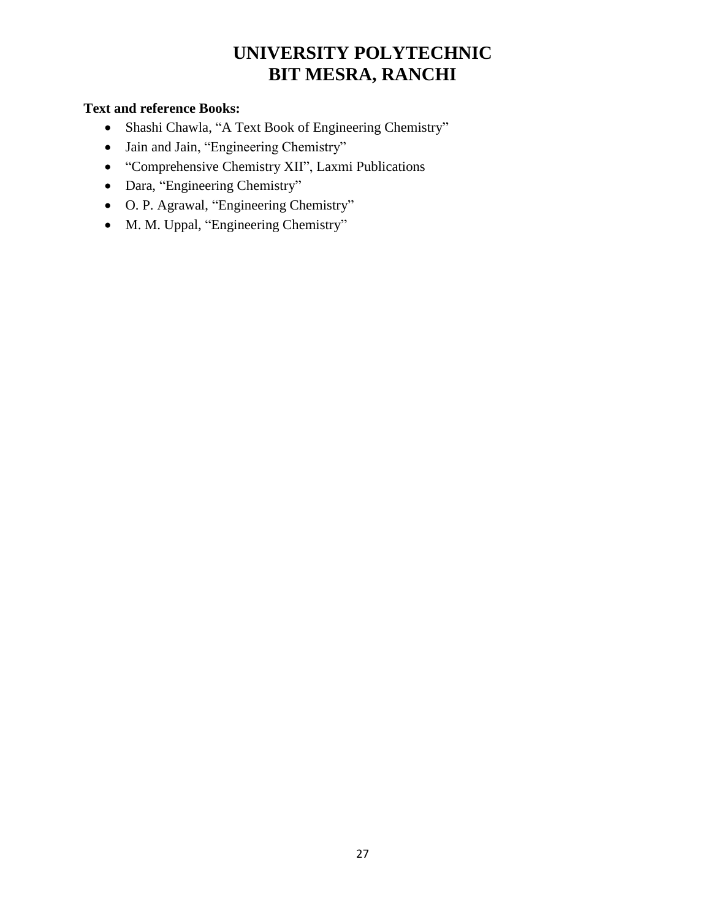**Text and reference Books:**

- Shashi Chawla, "A Text Book of Engineering Chemistry"
- Jain and Jain, "Engineering Chemistry"
- "Comprehensive Chemistry XII", Laxmi Publications
- Dara, "Engineering Chemistry"
- O. P. Agrawal, "Engineering Chemistry"
- M. M. Uppal, "Engineering Chemistry"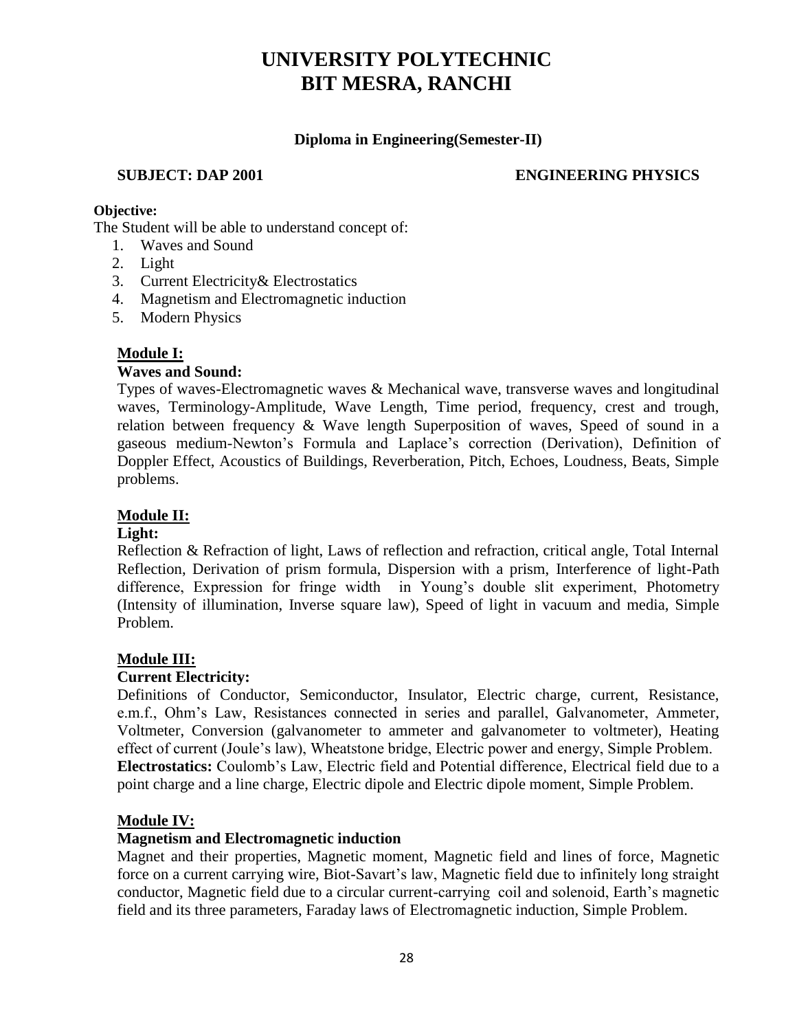# UNIVERSITY POLYTECHNIC
# BIT MESRA, RANCHI

**Diploma in Engineering(Semester-II)**

**SUBJECT: DAP 2001** **ENGINEERING PHYSICS**

**Objective:**

The Student will be able to understand concept of:

1. Waves and Sound
2. Light
3. Current Electricity& Electrostatics
4. Magnetism and Electromagnetic induction
5. Modern Physics

## Module I:

### Waves and Sound:

Types of waves-Electromagnetic waves & Mechanical wave, transverse waves and longitudinal waves, Terminology-Amplitude, Wave Length, Time period, frequency, crest and trough, relation between frequency & Wave length Superposition of waves, Speed of sound in a gaseous medium-Newton's Formula and Laplace's correction (Derivation), Definition of Doppler Effect, Acoustics of Buildings, Reverberation, Pitch, Echoes, Loudness, Beats, Simple problems.

## Module II:

### Light:

Reflection & Refraction of light, Laws of reflection and refraction, critical angle, Total Internal Reflection, Derivation of prism formula, Dispersion with a prism, Interference of light-Path difference, Expression for fringe width in Young's double slit experiment, Photometry (Intensity of illumination, Inverse square law), Speed of light in vacuum and media, Simple Problem.

## Module III:

### Current Electricity:

Definitions of Conductor, Semiconductor, Insulator, Electric charge, current, Resistance, e.m.f., Ohm's Law, Resistances connected in series and parallel, Galvanometer, Ammeter, Voltmeter, Conversion (galvanometer to ammeter and galvanometer to voltmeter), Heating effect of current (Joule's law), Wheatstone bridge, Electric power and energy, Simple Problem.

**Electrostatics:** Coulomb's Law, Electric field and Potential difference, Electrical field due to a point charge and a line charge, Electric dipole and Electric dipole moment, Simple Problem.

## Module IV:

### Magnetism and Electromagnetic induction

Magnet and their properties, Magnetic moment, Magnetic field and lines of force, Magnetic force on a current carrying wire, Biot-Savart's law, Magnetic field due to infinitely long straight conductor, Magnetic field due to a circular current-carrying coil and solenoid, Earth's magnetic field and its three parameters, Faraday laws of Electromagnetic induction, Simple Problem.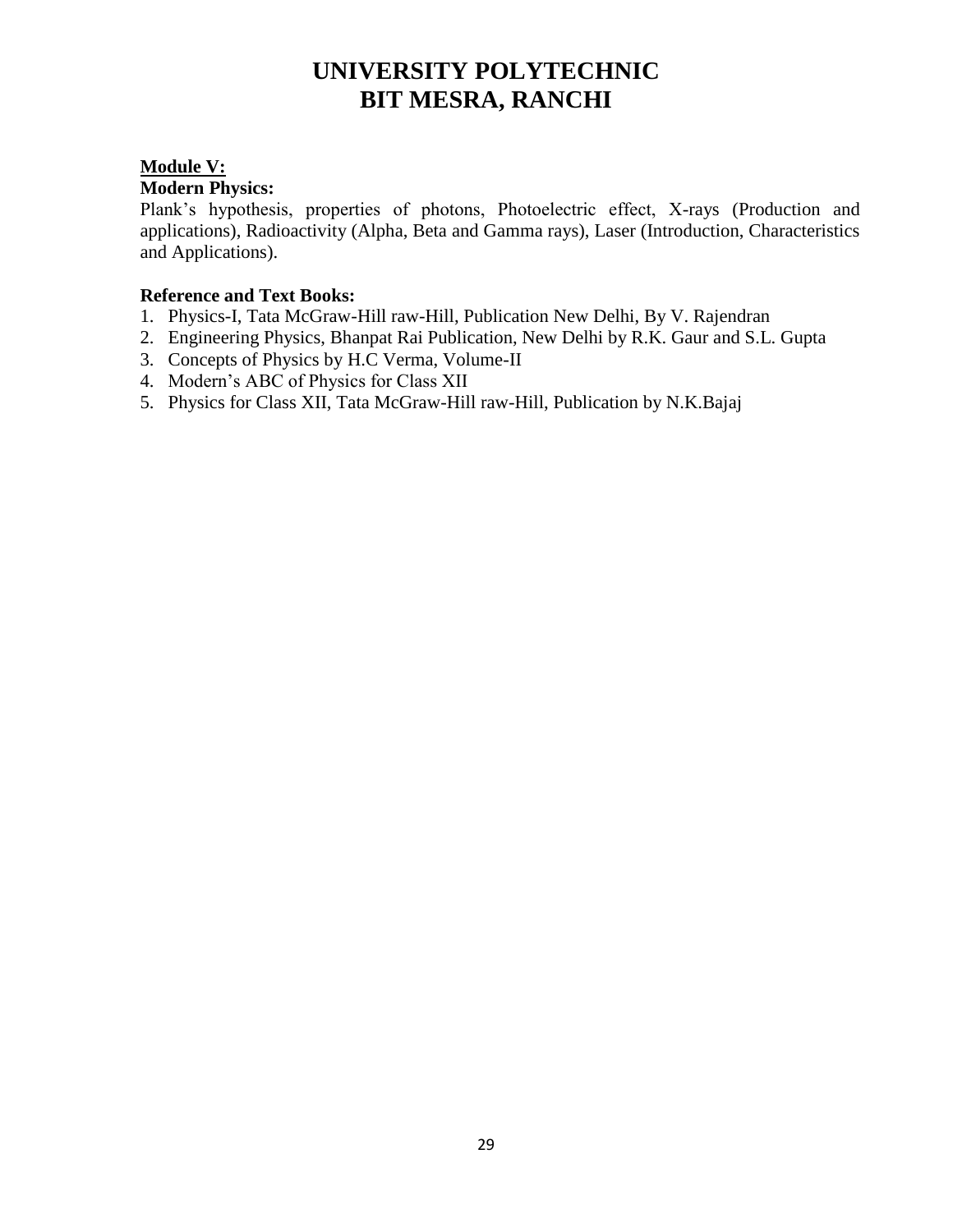# UNIVERSITY POLYTECHNIC
# BIT MESRA, RANCHI

**Module V:**

**Modern Physics:**

Plank's hypothesis, properties of photons, Photoelectric effect, X-rays (Production and applications), Radioactivity (Alpha, Beta and Gamma rays), Laser (Introduction, Characteristics and Applications).

**Reference and Text Books:**

1. Physics-I, Tata McGraw-Hill raw-Hill, Publication New Delhi, By V. Rajendran
2. Engineering Physics, Bhanpat Rai Publication, New Delhi by R.K. Gaur and S.L. Gupta
3. Concepts of Physics by H.C Verma, Volume-II
4. Modern's ABC of Physics for Class XII
5. Physics for Class XII, Tata McGraw-Hill raw-Hill, Publication by N.K.Bajaj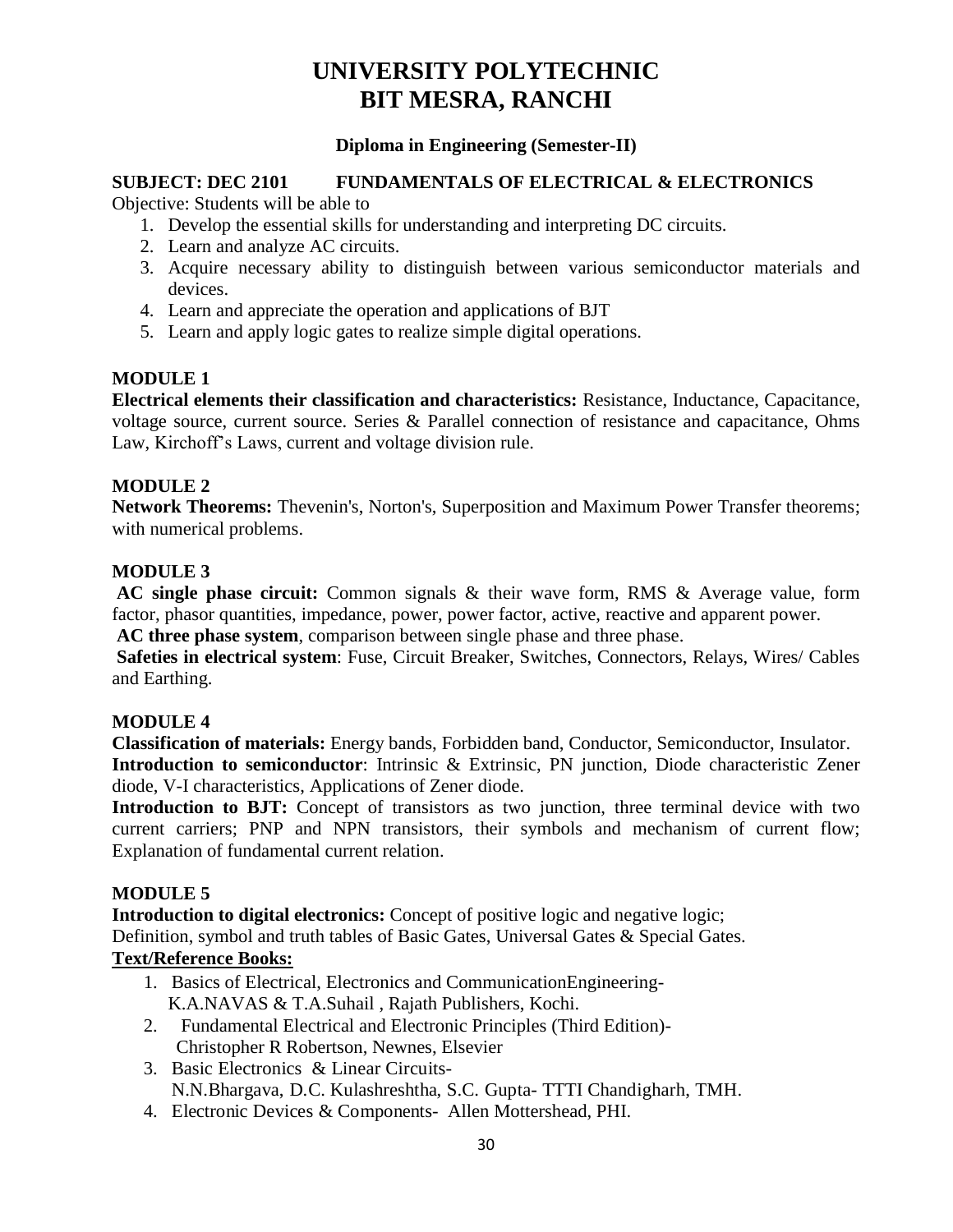# UNIVERSITY POLYTECHNIC
# BIT MESRA, RANCHI

**Diploma in Engineering (Semester-II)**

**SUBJECT: DEC 2101 FUNDAMENTALS OF ELECTRICAL & ELECTRONICS**

Objective: Students will be able to

1. Develop the essential skills for understanding and interpreting DC circuits.
2. Learn and analyze AC circuits.
3. Acquire necessary ability to distinguish between various semiconductor materials and devices.
4. Learn and appreciate the operation and applications of BJT
5. Learn and apply logic gates to realize simple digital operations.

### MODULE 1

**Electrical elements their classification and characteristics:** Resistance, Inductance, Capacitance, voltage source, current source. Series & Parallel connection of resistance and capacitance, Ohms Law, Kirchoff's Laws, current and voltage division rule.

### MODULE 2

**Network Theorems:** Thevenin's, Norton's, Superposition and Maximum Power Transfer theorems; with numerical problems.

### MODULE 3

**AC single phase circuit:** Common signals & their wave form, RMS & Average value, form factor, phasor quantities, impedance, power, power factor, active, reactive and apparent power.

**AC three phase system**, comparison between single phase and three phase.

**Safeties in electrical system**: Fuse, Circuit Breaker, Switches, Connectors, Relays, Wires/ Cables and Earthing.

### MODULE 4

**Classification of materials:** Energy bands, Forbidden band, Conductor, Semiconductor, Insulator.

**Introduction to semiconductor**: Intrinsic & Extrinsic, PN junction, Diode characteristic Zener diode, V-I characteristics, Applications of Zener diode.

**Introduction to BJT:** Concept of transistors as two junction, three terminal device with two current carriers; PNP and NPN transistors, their symbols and mechanism of current flow; Explanation of fundamental current relation.

### MODULE 5

**Introduction to digital electronics:** Concept of positive logic and negative logic;

Definition, symbol and truth tables of Basic Gates, Universal Gates & Special Gates.

**Text/Reference Books:**

1. Basics of Electrical, Electronics and CommunicationEngineering-
   K.A.NAVAS & T.A.Suhail , Rajath Publishers, Kochi.
2. Fundamental Electrical and Electronic Principles (Third Edition)-
   Christopher R Robertson, Newnes, Elsevier
3. Basic Electronics & Linear Circuits-
   N.N.Bhargava, D.C. Kulashreshtha, S.C. Gupta- TTTI Chandigharh, TMH.
4. Electronic Devices & Components- Allen Mottershead, PHI.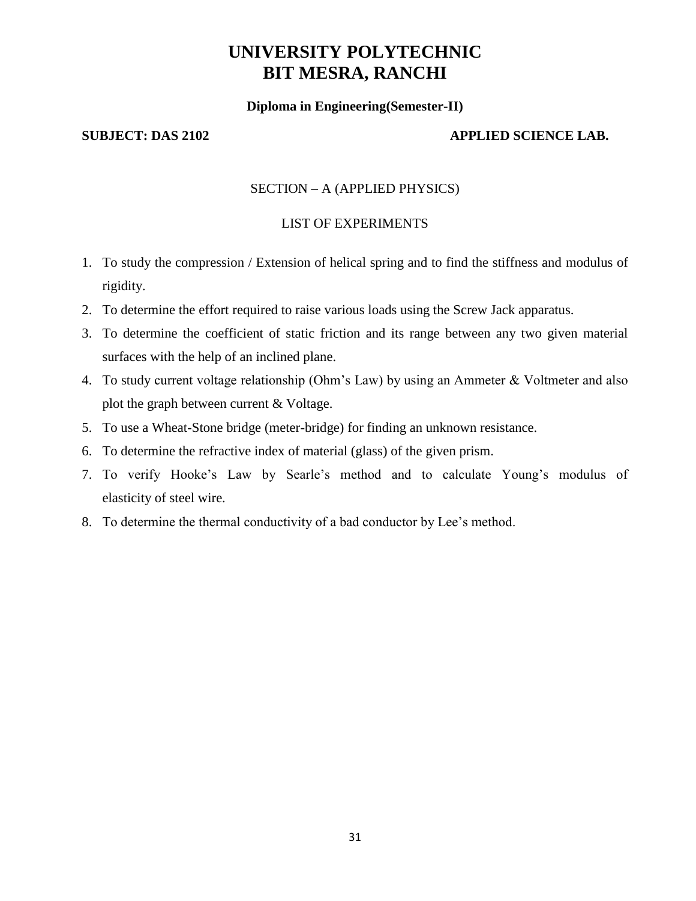# UNIVERSITY POLYTECHNIC
# BIT MESRA, RANCHI

**Diploma in Engineering(Semester-II)**

**SUBJECT: DAS 2102** **APPLIED SCIENCE LAB.**

SECTION – A (APPLIED PHYSICS)

LIST OF EXPERIMENTS

1. To study the compression / Extension of helical spring and to find the stiffness and modulus of rigidity.
2. To determine the effort required to raise various loads using the Screw Jack apparatus.
3. To determine the coefficient of static friction and its range between any two given material surfaces with the help of an inclined plane.
4. To study current voltage relationship (Ohm's Law) by using an Ammeter & Voltmeter and also plot the graph between current & Voltage.
5. To use a Wheat-Stone bridge (meter-bridge) for finding an unknown resistance.
6. To determine the refractive index of material (glass) of the given prism.
7. To verify Hooke's Law by Searle's method and to calculate Young's modulus of elasticity of steel wire.
8. To determine the thermal conductivity of a bad conductor by Lee's method.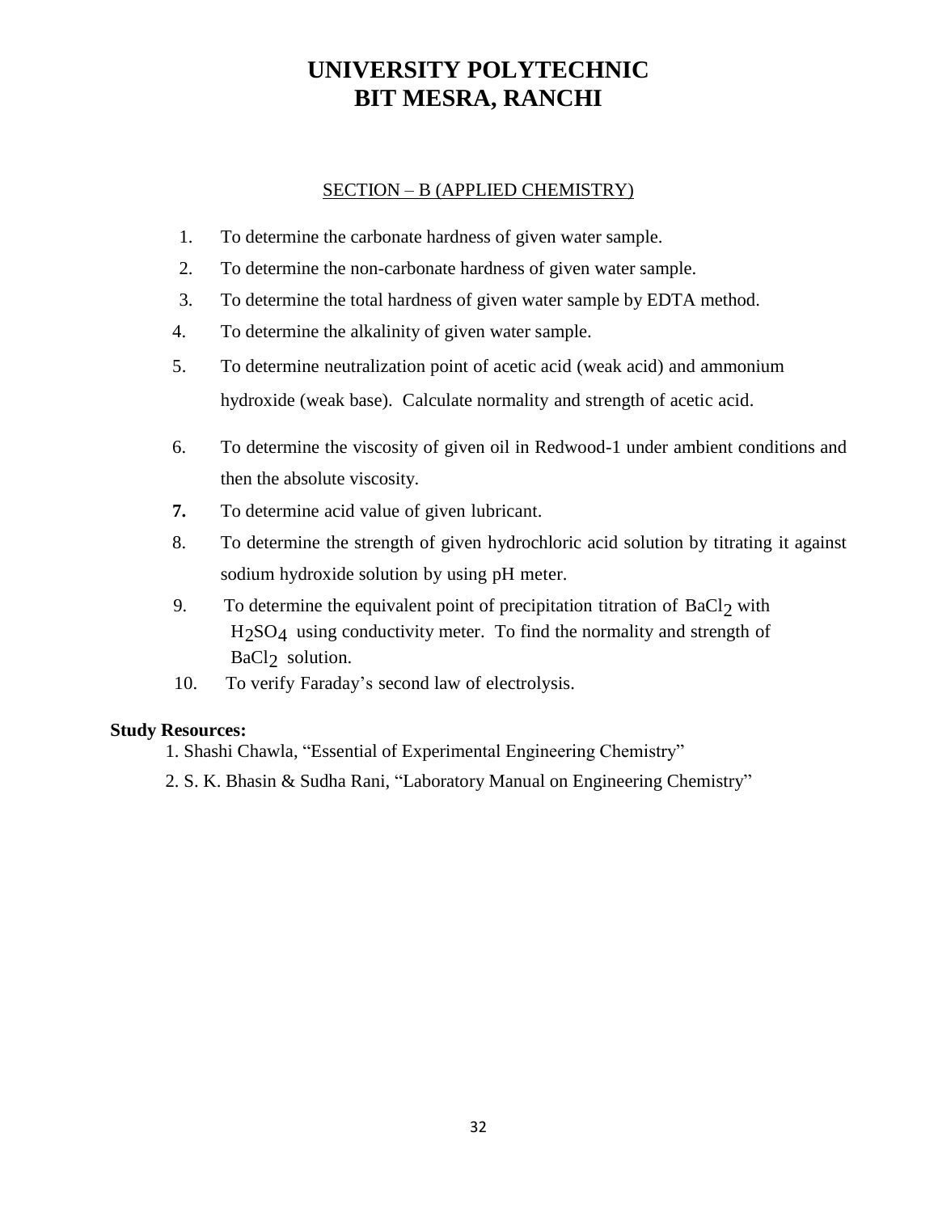# UNIVERSITY POLYTECHNIC
# BIT MESRA, RANCHI

## SECTION – B (APPLIED CHEMISTRY)

1. To determine the carbonate hardness of given water sample.
2. To determine the non-carbonate hardness of given water sample.
3. To determine the total hardness of given water sample by EDTA method.
4. To determine the alkalinity of given water sample.
5. To determine neutralization point of acetic acid (weak acid) and ammonium hydroxide (weak base). Calculate normality and strength of acetic acid.
6. To determine the viscosity of given oil in Redwood-1 under ambient conditions and then the absolute viscosity.
7. To determine acid value of given lubricant.
8. To determine the strength of given hydrochloric acid solution by titrating it against sodium hydroxide solution by using pH meter.
9. To determine the equivalent point of precipitation titration of $BaCl_2$ with $H_2SO_4$ using conductivity meter. To find the normality and strength of $BaCl_2$ solution.
10. To verify Faraday's second law of electrolysis.

**Study Resources:**

1. Shashi Chawla, "Essential of Experimental Engineering Chemistry"
2. S. K. Bhasin & Sudha Rani, "Laboratory Manual on Engineering Chemistry"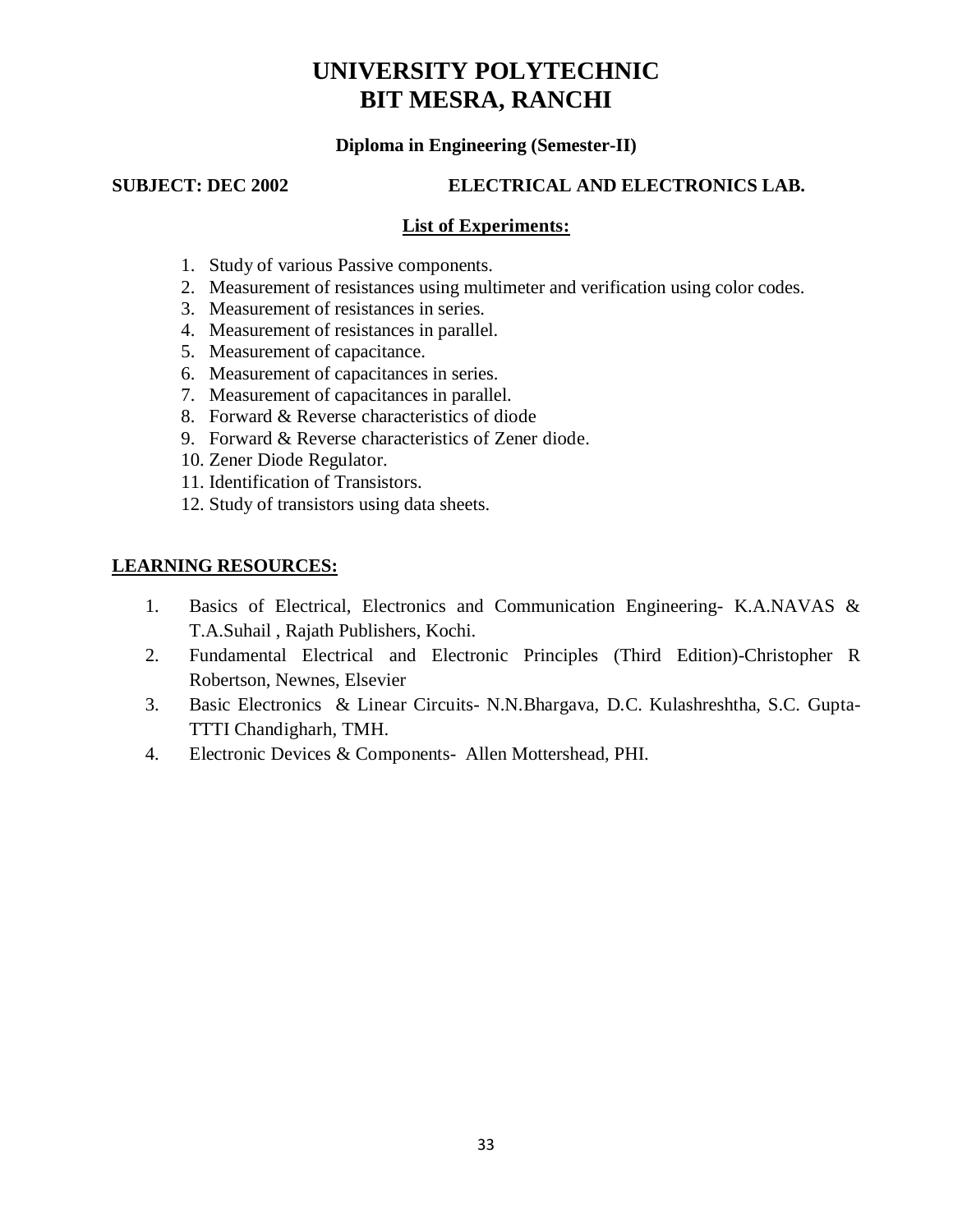# UNIVERSITY POLYTECHNIC
# BIT MESRA, RANCHI

**Diploma in Engineering (Semester-II)**

**SUBJECT: DEC 2002 ELECTRICAL AND ELECTRONICS LAB.**

## List of Experiments:

1. Study of various Passive components.
2. Measurement of resistances using multimeter and verification using color codes.
3. Measurement of resistances in series.
4. Measurement of resistances in parallel.
5. Measurement of capacitance.
6. Measurement of capacitances in series.
7. Measurement of capacitances in parallel.
8. Forward & Reverse characteristics of diode
9. Forward & Reverse characteristics of Zener diode.
10. Zener Diode Regulator.
11. Identification of Transistors.
12. Study of transistors using data sheets.

## LEARNING RESOURCES:

1. Basics of Electrical, Electronics and Communication Engineering- K.A.NAVAS & T.A.Suhail , Rajath Publishers, Kochi.
2. Fundamental Electrical and Electronic Principles (Third Edition)-Christopher R Robertson, Newnes, Elsevier
3. Basic Electronics & Linear Circuits- N.N.Bhargava, D.C. Kulashreshtha, S.C. Gupta-TTTI Chandigharh, TMH.
4. Electronic Devices & Components- Allen Mottershead, PHI.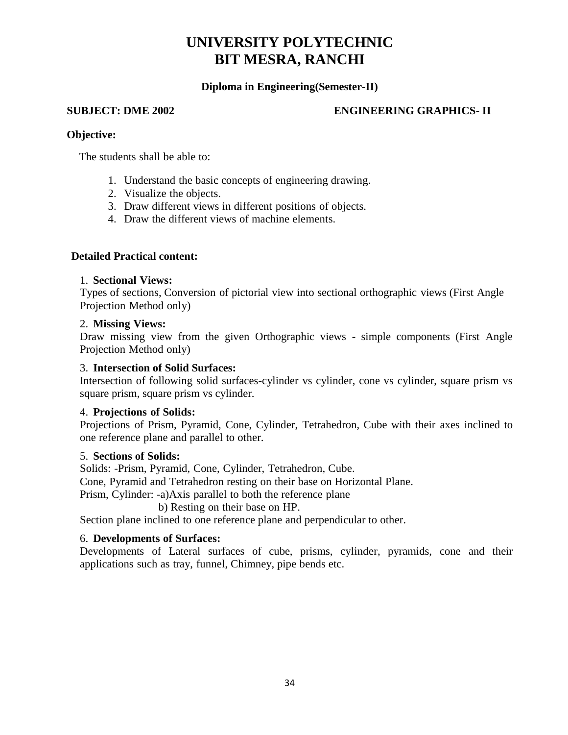# UNIVERSITY POLYTECHNIC
# BIT MESRA, RANCHI

**Diploma in Engineering(Semester-II)**

**SUBJECT: DME 2002** **ENGINEERING GRAPHICS- II**

**Objective:**

The students shall be able to:

1. Understand the basic concepts of engineering drawing.
2. Visualize the objects.
3. Draw different views in different positions of objects.
4. Draw the different views of machine elements.

**Detailed Practical content:**

1. **Sectional Views:**
Types of sections, Conversion of pictorial view into sectional orthographic views (First Angle Projection Method only)

2. **Missing Views:**
Draw missing view from the given Orthographic views - simple components (First Angle Projection Method only)

3. **Intersection of Solid Surfaces:**
Intersection of following solid surfaces-cylinder vs cylinder, cone vs cylinder, square prism vs square prism, square prism vs cylinder.

4. **Projections of Solids:**
Projections of Prism, Pyramid, Cone, Cylinder, Tetrahedron, Cube with their axes inclined to one reference plane and parallel to other.

5. **Sections of Solids:**
Solids: -Prism, Pyramid, Cone, Cylinder, Tetrahedron, Cube.
Cone, Pyramid and Tetrahedron resting on their base on Horizontal Plane.
Prism, Cylinder: -a)Axis parallel to both the reference plane
b) Resting on their base on HP.
Section plane inclined to one reference plane and perpendicular to other.

6. **Developments of Surfaces:**
Developments of Lateral surfaces of cube, prisms, cylinder, pyramids, cone and their applications such as tray, funnel, Chimney, pipe bends etc.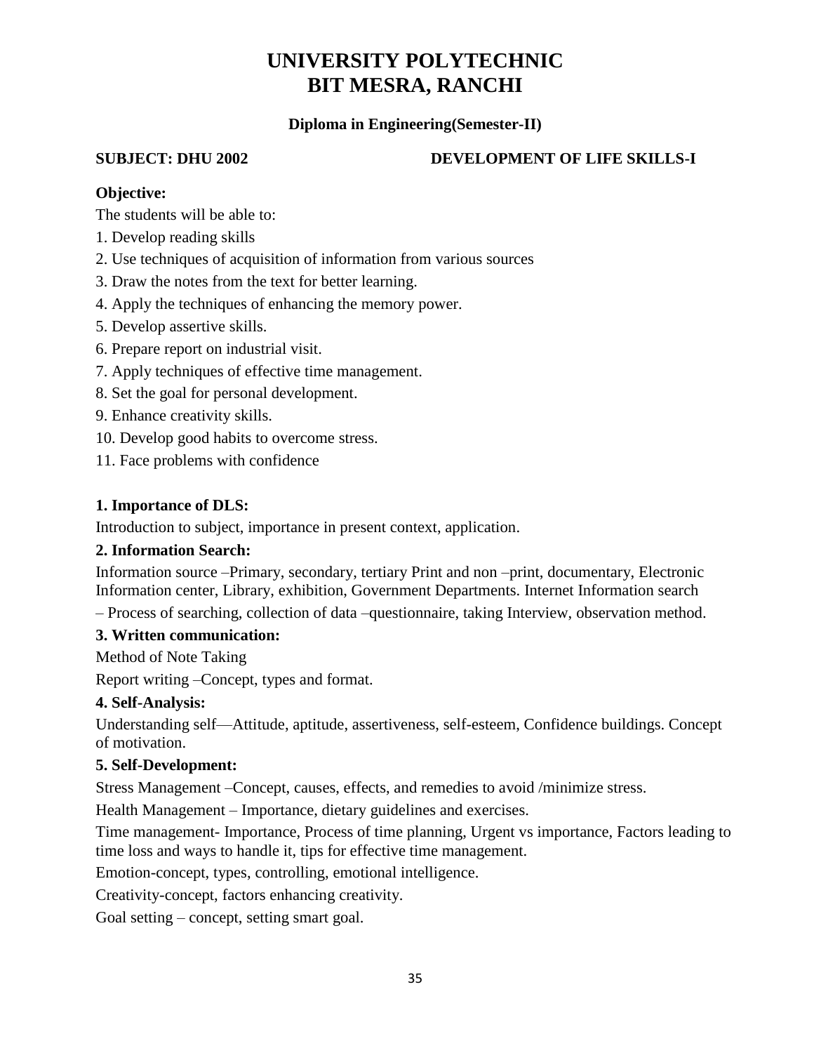# UNIVERSITY POLYTECHNIC
# BIT MESRA, RANCHI

**Diploma in Engineering(Semester-II)**

**SUBJECT: DHU 2002** **DEVELOPMENT OF LIFE SKILLS-I**

**Objective:**

The students will be able to:

1. Develop reading skills
2. Use techniques of acquisition of information from various sources
3. Draw the notes from the text for better learning.
4. Apply the techniques of enhancing the memory power.
5. Develop assertive skills.
6. Prepare report on industrial visit.
7. Apply techniques of effective time management.
8. Set the goal for personal development.
9. Enhance creativity skills.
10. Develop good habits to overcome stress.
11. Face problems with confidence

**1. Importance of DLS:**

Introduction to subject, importance in present context, application.

**2. Information Search:**

Information source –Primary, secondary, tertiary Print and non –print, documentary, Electronic Information center, Library, exhibition, Government Departments. Internet Information search – Process of searching, collection of data –questionnaire, taking Interview, observation method.

**3. Written communication:**

Method of Note Taking

Report writing –Concept, types and format.

**4. Self-Analysis:**

Understanding self—Attitude, aptitude, assertiveness, self-esteem, Confidence buildings. Concept of motivation.

**5. Self-Development:**

Stress Management –Concept, causes, effects, and remedies to avoid /minimize stress.

Health Management – Importance, dietary guidelines and exercises.

Time management- Importance, Process of time planning, Urgent vs importance, Factors leading to time loss and ways to handle it, tips for effective time management.

Emotion-concept, types, controlling, emotional intelligence.

Creativity-concept, factors enhancing creativity.

Goal setting – concept, setting smart goal.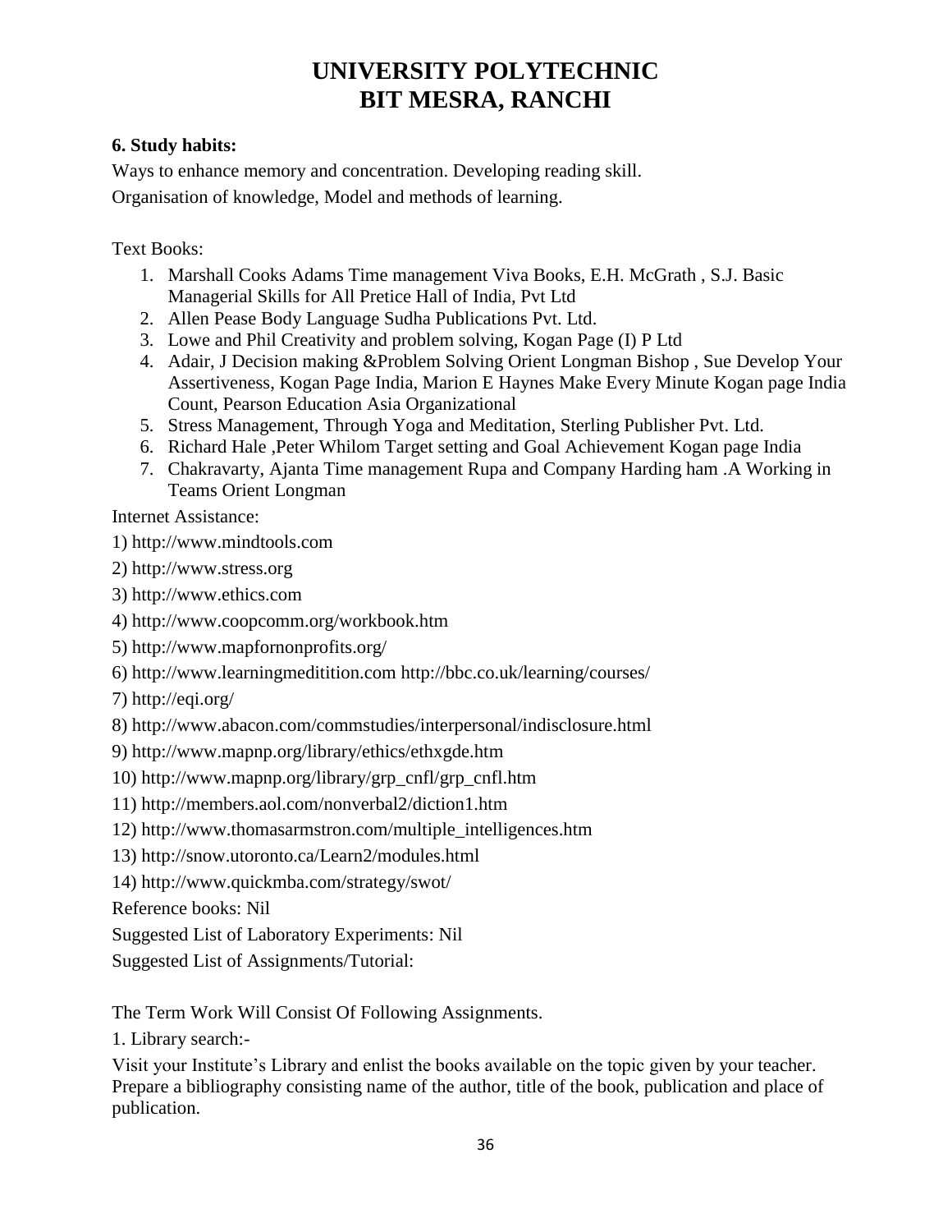# UNIVERSITY POLYTECHNIC
# BIT MESRA, RANCHI

**6. Study habits:**

Ways to enhance memory and concentration. Developing reading skill.

Organisation of knowledge, Model and methods of learning.

Text Books:

1. Marshall Cooks Adams Time management Viva Books, E.H. McGrath , S.J. Basic Managerial Skills for All Pretice Hall of India, Pvt Ltd
2. Allen Pease Body Language Sudha Publications Pvt. Ltd.
3. Lowe and Phil Creativity and problem solving, Kogan Page (I) P Ltd
4. Adair, J Decision making &Problem Solving Orient Longman Bishop , Sue Develop Your Assertiveness, Kogan Page India, Marion E Haynes Make Every Minute Kogan page India Count, Pearson Education Asia Organizational
5. Stress Management, Through Yoga and Meditation, Sterling Publisher Pvt. Ltd.
6. Richard Hale ,Peter Whilom Target setting and Goal Achievement Kogan page India
7. Chakravarty, Ajanta Time management Rupa and Company Harding ham .A Working in Teams Orient Longman

Internet Assistance:

1) http://www.mindtools.com
2) http://www.stress.org
3) http://www.ethics.com
4) http://www.coopcomm.org/workbook.htm
5) http://www.mapfornonprofits.org/
6) http://www.learningmeditition.com http://bbc.co.uk/learning/courses/
7) http://eqi.org/
8) http://www.abacon.com/commstudies/interpersonal/indisclosure.html
9) http://www.mapnp.org/library/ethics/ethxgde.htm
10) http://www.mapnp.org/library/grp_cnfl/grp_cnfl.htm
11) http://members.aol.com/nonverbal2/diction1.htm
12) http://www.thomasarmstron.com/multiple_intelligences.htm
13) http://snow.utoronto.ca/Learn2/modules.html
14) http://www.quickmba.com/strategy/swot/

Reference books: Nil

Suggested List of Laboratory Experiments: Nil

Suggested List of Assignments/Tutorial:

The Term Work Will Consist Of Following Assignments.

1. Library search:-

Visit your Institute's Library and enlist the books available on the topic given by your teacher. Prepare a bibliography consisting name of the author, title of the book, publication and place of publication.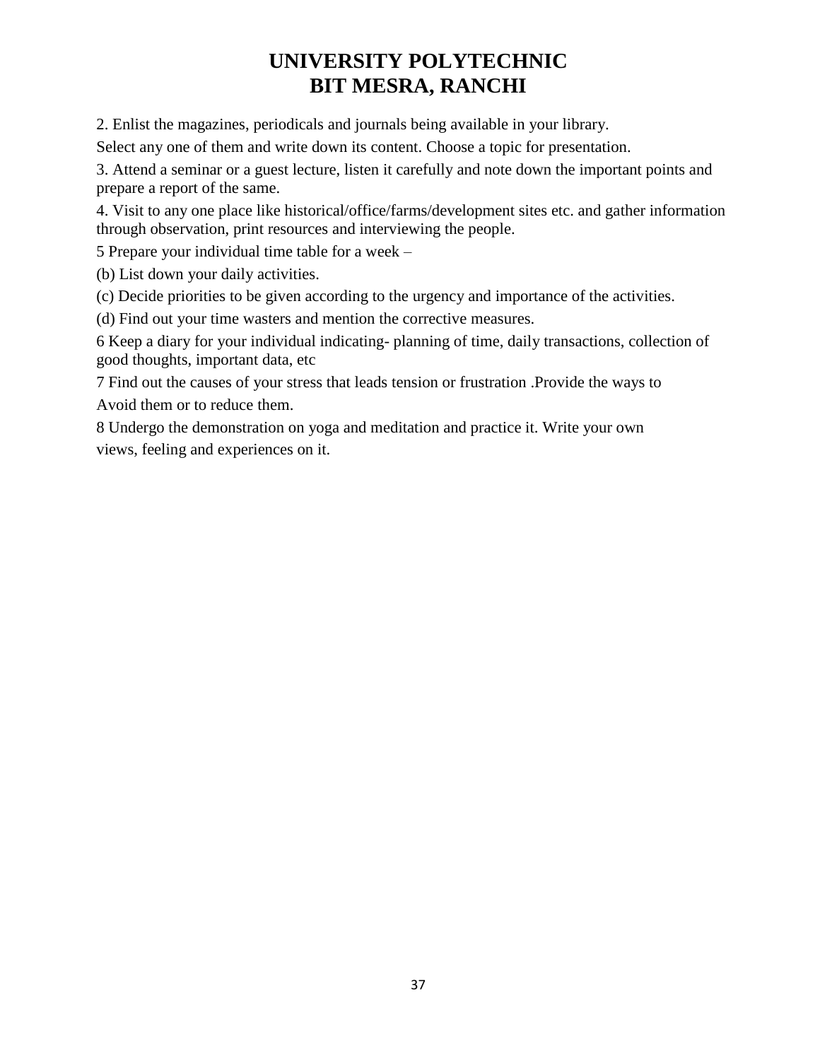# UNIVERSITY POLYTECHNIC
# BIT MESRA, RANCHI

2. Enlist the magazines, periodicals and journals being available in your library.

Select any one of them and write down its content. Choose a topic for presentation.

3. Attend a seminar or a guest lecture, listen it carefully and note down the important points and prepare a report of the same.

4. Visit to any one place like historical/office/farms/development sites etc. and gather information through observation, print resources and interviewing the people.

5 Prepare your individual time table for a week –

(b) List down your daily activities.

(c) Decide priorities to be given according to the urgency and importance of the activities.

(d) Find out your time wasters and mention the corrective measures.

6 Keep a diary for your individual indicating- planning of time, daily transactions, collection of good thoughts, important data, etc

7 Find out the causes of your stress that leads tension or frustration .Provide the ways to Avoid them or to reduce them.

8 Undergo the demonstration on yoga and meditation and practice it. Write your own views, feeling and experiences on it.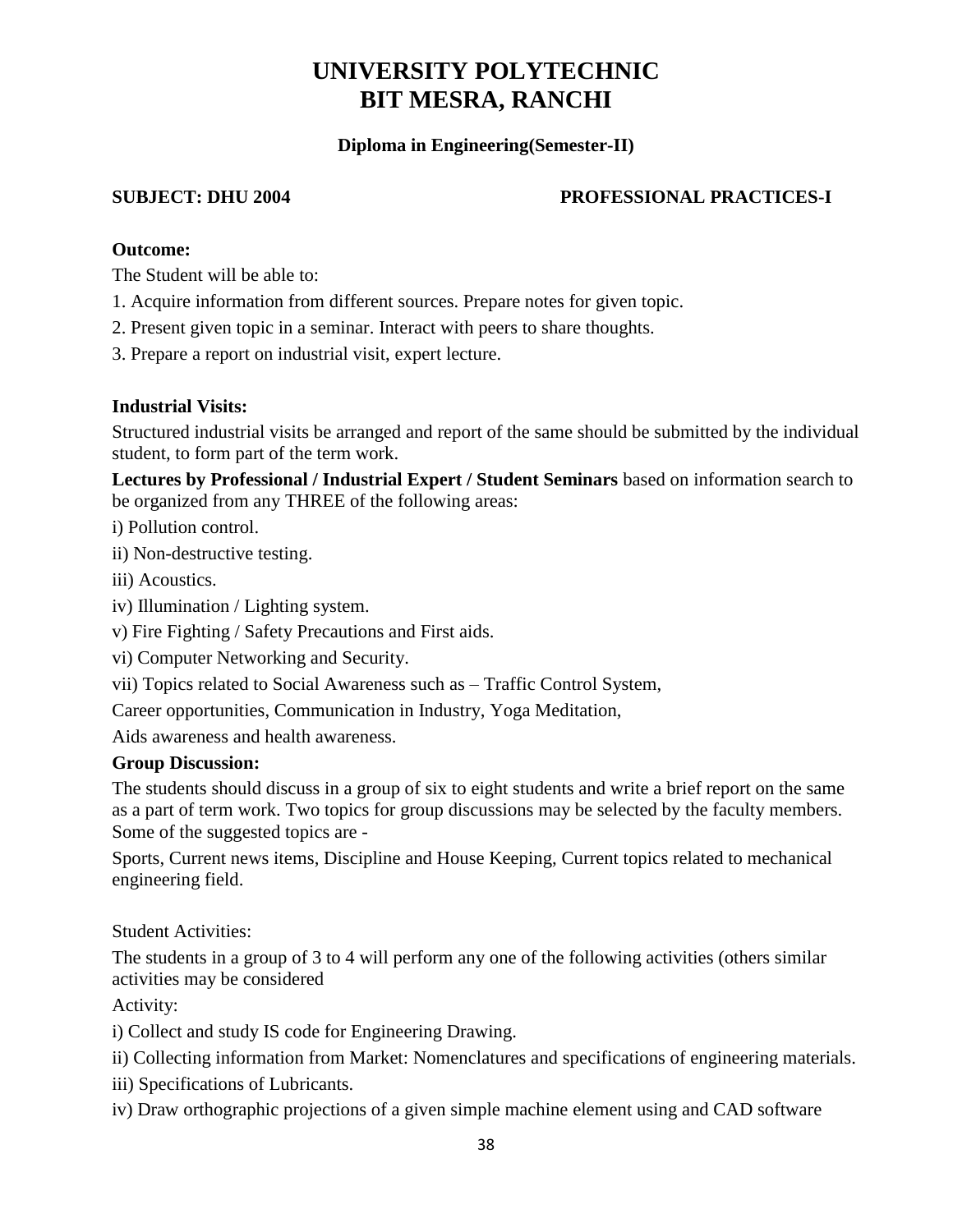# UNIVERSITY POLYTECHNIC
# BIT MESRA, RANCHI

### Diploma in Engineering(Semester-II)

**SUBJECT: DHU 2004** **PROFESSIONAL PRACTICES-I**

**Outcome:**

The Student will be able to:

1. Acquire information from different sources. Prepare notes for given topic.
2. Present given topic in a seminar. Interact with peers to share thoughts.
3. Prepare a report on industrial visit, expert lecture.

**Industrial Visits:**

Structured industrial visits be arranged and report of the same should be submitted by the individual student, to form part of the term work.

**Lectures by Professional / Industrial Expert / Student Seminars** based on information search to be organized from any THREE of the following areas:

i) Pollution control.

ii) Non-destructive testing.

iii) Acoustics.

iv) Illumination / Lighting system.

v) Fire Fighting / Safety Precautions and First aids.

vi) Computer Networking and Security.

vii) Topics related to Social Awareness such as – Traffic Control System, Career opportunities, Communication in Industry, Yoga Meditation, Aids awareness and health awareness.

**Group Discussion:**

The students should discuss in a group of six to eight students and write a brief report on the same as a part of term work. Two topics for group discussions may be selected by the faculty members. Some of the suggested topics are -

Sports, Current news items, Discipline and House Keeping, Current topics related to mechanical engineering field.

Student Activities:

The students in a group of 3 to 4 will perform any one of the following activities (others similar activities may be considered

Activity:

i) Collect and study IS code for Engineering Drawing.

ii) Collecting information from Market: Nomenclatures and specifications of engineering materials.

iii) Specifications of Lubricants.

iv) Draw orthographic projections of a given simple machine element using and CAD software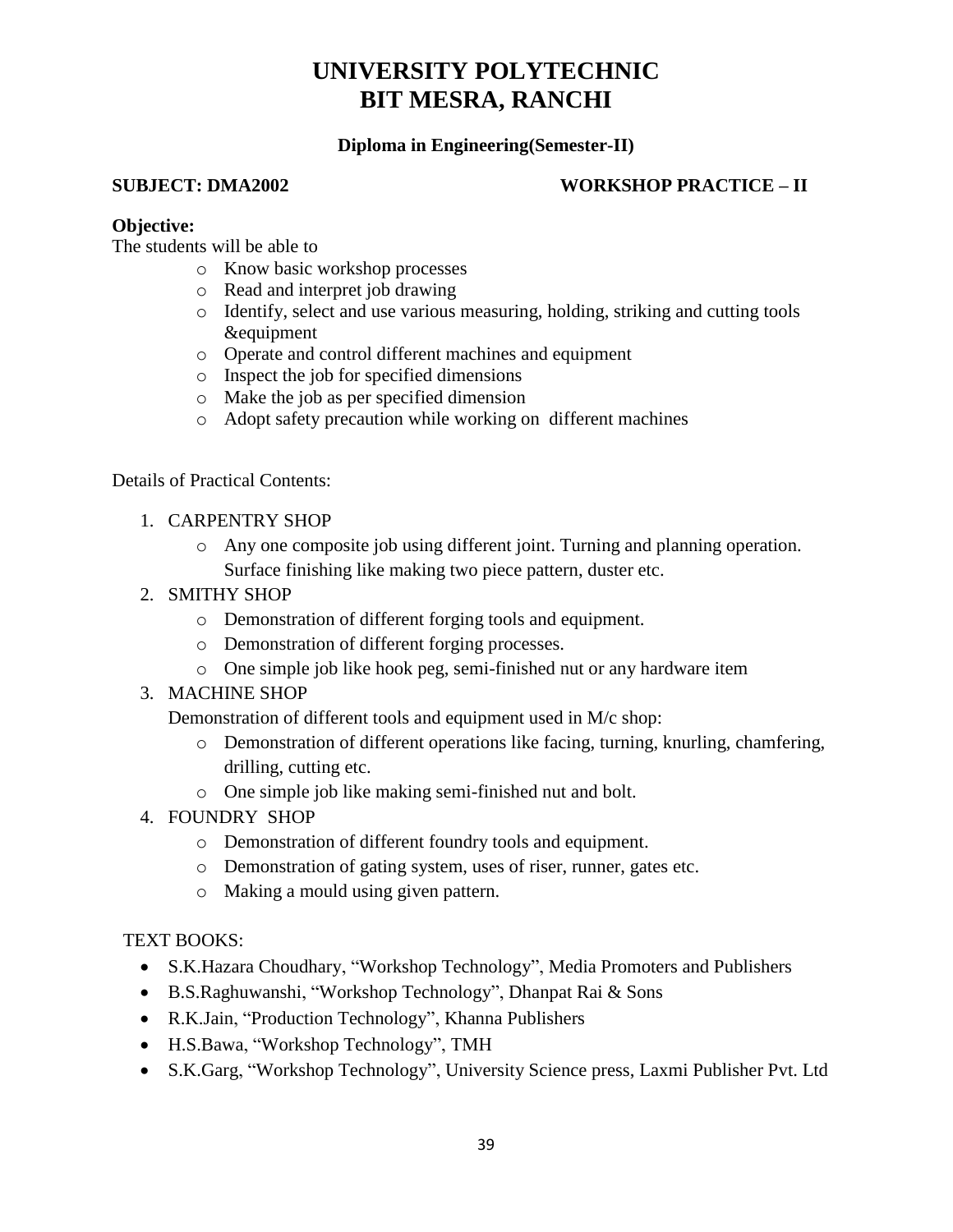# UNIVERSITY POLYTECHNIC
# BIT MESRA, RANCHI

**Diploma in Engineering(Semester-II)**

**SUBJECT: DMA2002** **WORKSHOP PRACTICE – II**

**Objective:**

The students will be able to

- Know basic workshop processes
- Read and interpret job drawing
- Identify, select and use various measuring, holding, striking and cutting tools &equipment
- Operate and control different machines and equipment
- Inspect the job for specified dimensions
- Make the job as per specified dimension
- Adopt safety precaution while working on different machines

Details of Practical Contents:

1. CARPENTRY SHOP
   - Any one composite job using different joint. Turning and planning operation. Surface finishing like making two piece pattern, duster etc.
2. SMITHY SHOP
   - Demonstration of different forging tools and equipment.
   - Demonstration of different forging processes.
   - One simple job like hook peg, semi-finished nut or any hardware item
3. MACHINE SHOP

   Demonstration of different tools and equipment used in M/c shop:
   - Demonstration of different operations like facing, turning, knurling, chamfering, drilling, cutting etc.
   - One simple job like making semi-finished nut and bolt.
4. FOUNDRY SHOP
   - Demonstration of different foundry tools and equipment.
   - Demonstration of gating system, uses of riser, runner, gates etc.
   - Making a mould using given pattern.

TEXT BOOKS:

- S.K.Hazara Choudhary, "Workshop Technology", Media Promoters and Publishers
- B.S.Raghuwanshi, "Workshop Technology", Dhanpat Rai & Sons
- R.K.Jain, "Production Technology", Khanna Publishers
- H.S.Bawa, "Workshop Technology", TMH
- S.K.Garg, "Workshop Technology", University Science press, Laxmi Publisher Pvt. Ltd